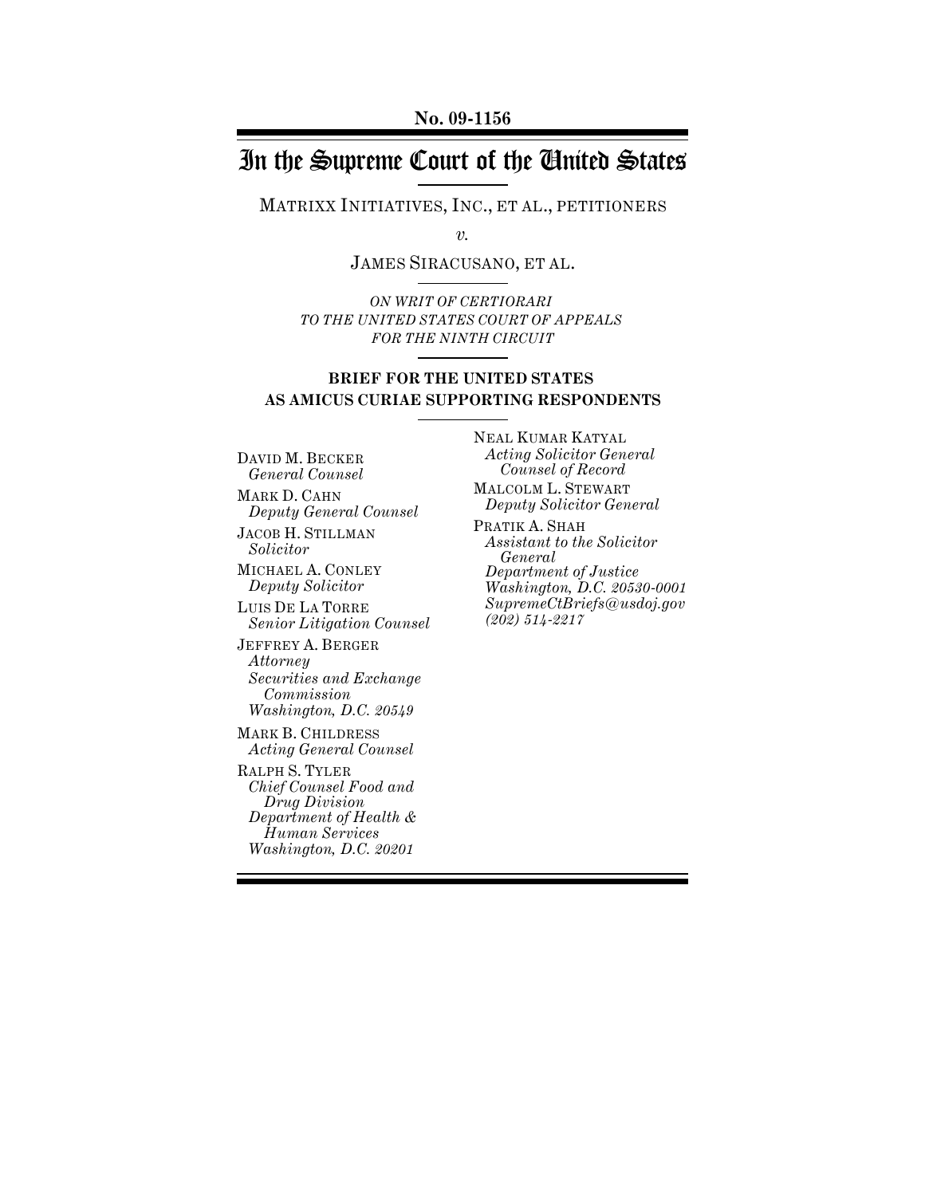**No. 09-1156**

# In the Supreme Court of the United States

MATRIXX INITIATIVES, INC., ET AL., PETITIONERS

*v.*

JAMES SIRACUSANO, ET AL.

*ON WRIT OF CERTIORARI*
*TO THE UNITED STATES COURT OF APPEALS*
*FOR THE NINTH CIRCUIT*

**BRIEF FOR THE UNITED STATES**
**AS AMICUS CURIAE SUPPORTING RESPONDENTS**

DAVID M. BECKER
*General Counsel*

MARK D. CAHN
*Deputy General Counsel*

JACOB H. STILLMAN
*Solicitor*

MICHAEL A. CONLEY
*Deputy Solicitor*

LUIS DE LA TORRE
*Senior Litigation Counsel*

JEFFREY A. BERGER
*Attorney*
*Securities and Exchange Commission*
*Washington, D.C. 20549*

MARK B. CHILDRESS
*Acting General Counsel*

RALPH S. TYLER
*Chief Counsel Food and Drug Division*
*Department of Health & Human Services*
*Washington, D.C. 20201*

NEAL KUMAR KATYAL
*Acting Solicitor General*
*Counsel of Record*

MALCOLM L. STEWART
*Deputy Solicitor General*

PRATIK A. SHAH
*Assistant to the Solicitor General*
*Department of Justice*
*Washington, D.C. 20530-0001*
*SupremeCtBriefs@usdoj.gov*
*(202) 514-2217*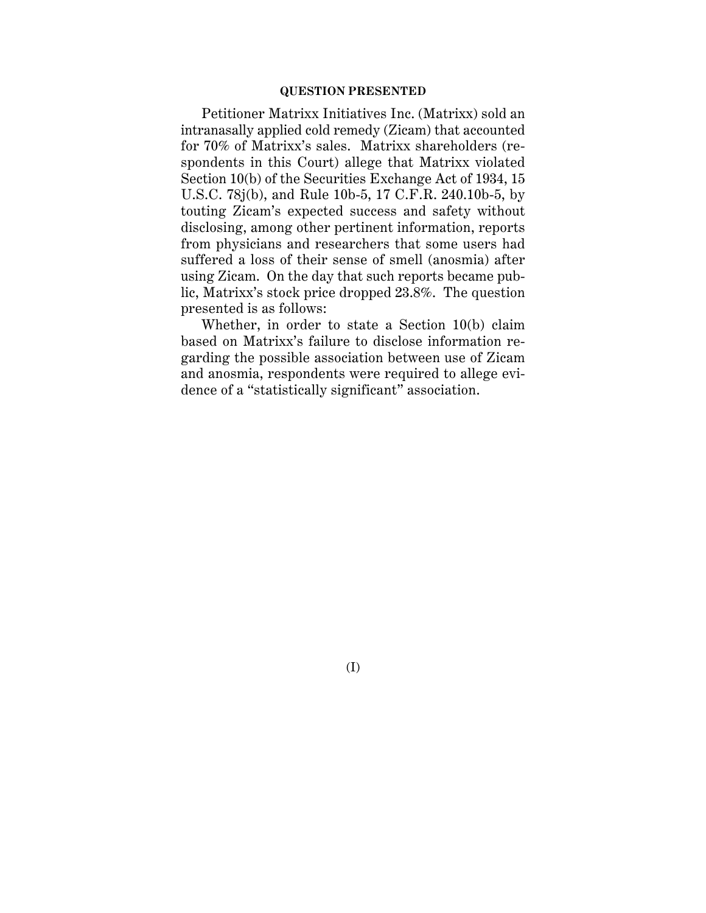## QUESTION PRESENTED

Petitioner Matrixx Initiatives Inc. (Matrixx) sold an intranasally applied cold remedy (Zicam) that accounted for 70% of Matrixx's sales. Matrixx shareholders (respondents in this Court) allege that Matrixx violated Section 10(b) of the Securities Exchange Act of 1934, 15 U.S.C. 78j(b), and Rule 10b-5, 17 C.F.R. 240.10b-5, by touting Zicam's expected success and safety without disclosing, among other pertinent information, reports from physicians and researchers that some users had suffered a loss of their sense of smell (anosmia) after using Zicam. On the day that such reports became public, Matrixx's stock price dropped 23.8%. The question presented is as follows:

Whether, in order to state a Section 10(b) claim based on Matrixx's failure to disclose information regarding the possible association between use of Zicam and anosmia, respondents were required to allege evidence of a "statistically significant" association.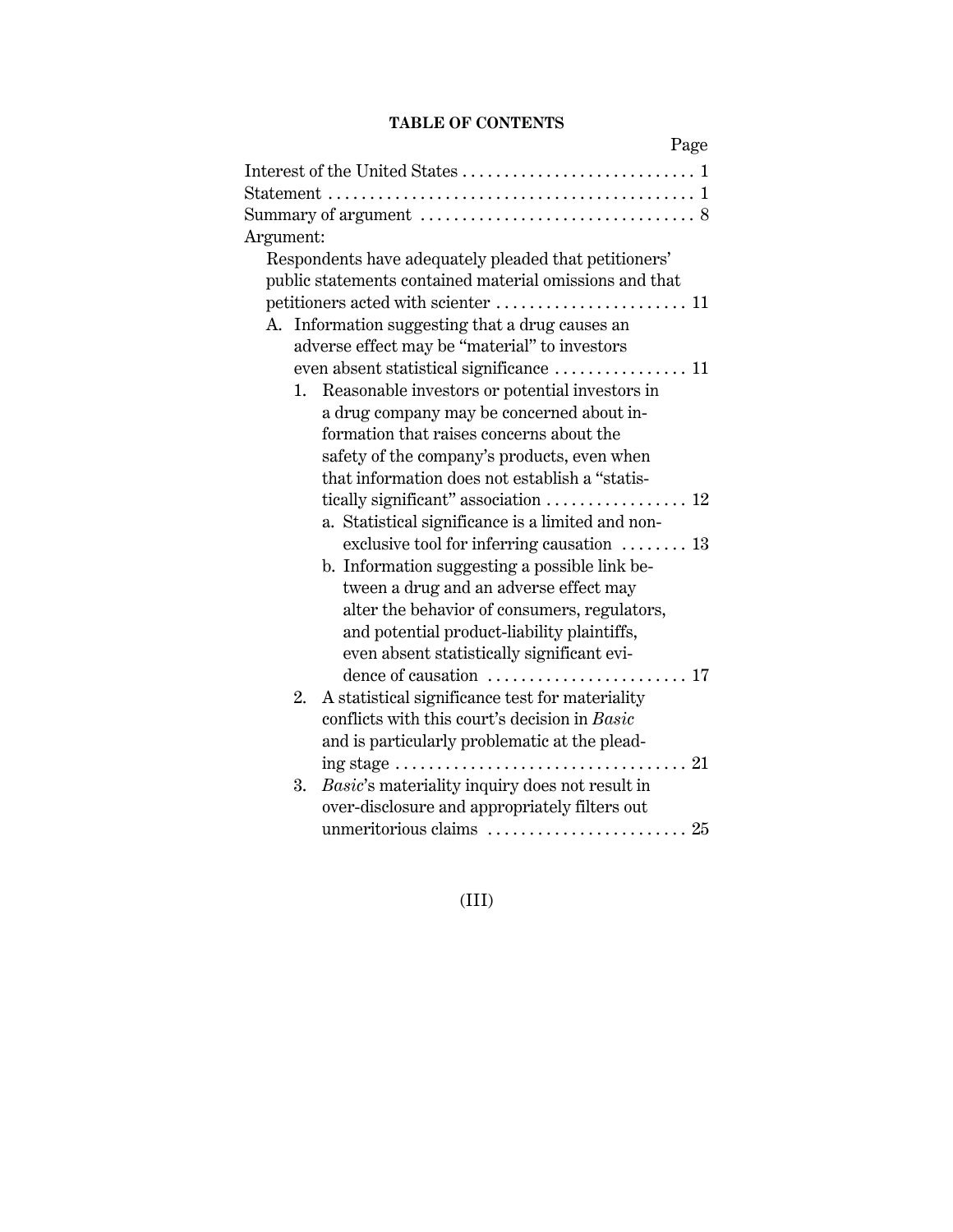# TABLE OF CONTENTS

Page

Interest of the United States . . . . . . . . . . . . . . . . . . . . . . . . . . . . 1

Statement . . . . . . . . . . . . . . . . . . . . . . . . . . . . . . . . . . . . . . . . . . . . 1

Summary of argument . . . . . . . . . . . . . . . . . . . . . . . . . . . . . . . . . 8

Argument:

- Respondents have adequately pleaded that petitioners' public statements contained material omissions and that petitioners acted with scienter . . . . . . . . . . . . . . . . . . . . . . . 11
  - A. Information suggesting that a drug causes an adverse effect may be "material" to investors even absent statistical significance . . . . . . . . . . . . . . . . 11
    - 1. Reasonable investors or potential investors in a drug company may be concerned about information that raises concerns about the safety of the company's products, even when that information does not establish a "statistically significant" association . . . . . . . . . . . . . . . . . 12
      - a. Statistical significance is a limited and non-exclusive tool for inferring causation . . . . . . . . 13
      - b. Information suggesting a possible link between a drug and an adverse effect may alter the behavior of consumers, regulators, and potential product-liability plaintiffs, even absent statistically significant evidence of causation . . . . . . . . . . . . . . . . . . . . . . . . 17
    - 2. A statistical significance test for materiality conflicts with this court's decision in *Basic* and is particularly problematic at the pleading stage . . . . . . . . . . . . . . . . . . . . . . . . . . . . . . . . . . . 21
    - 3. *Basic*'s materiality inquiry does not result in over-disclosure and appropriately filters out unmeritorious claims . . . . . . . . . . . . . . . . . . . . . . . . 25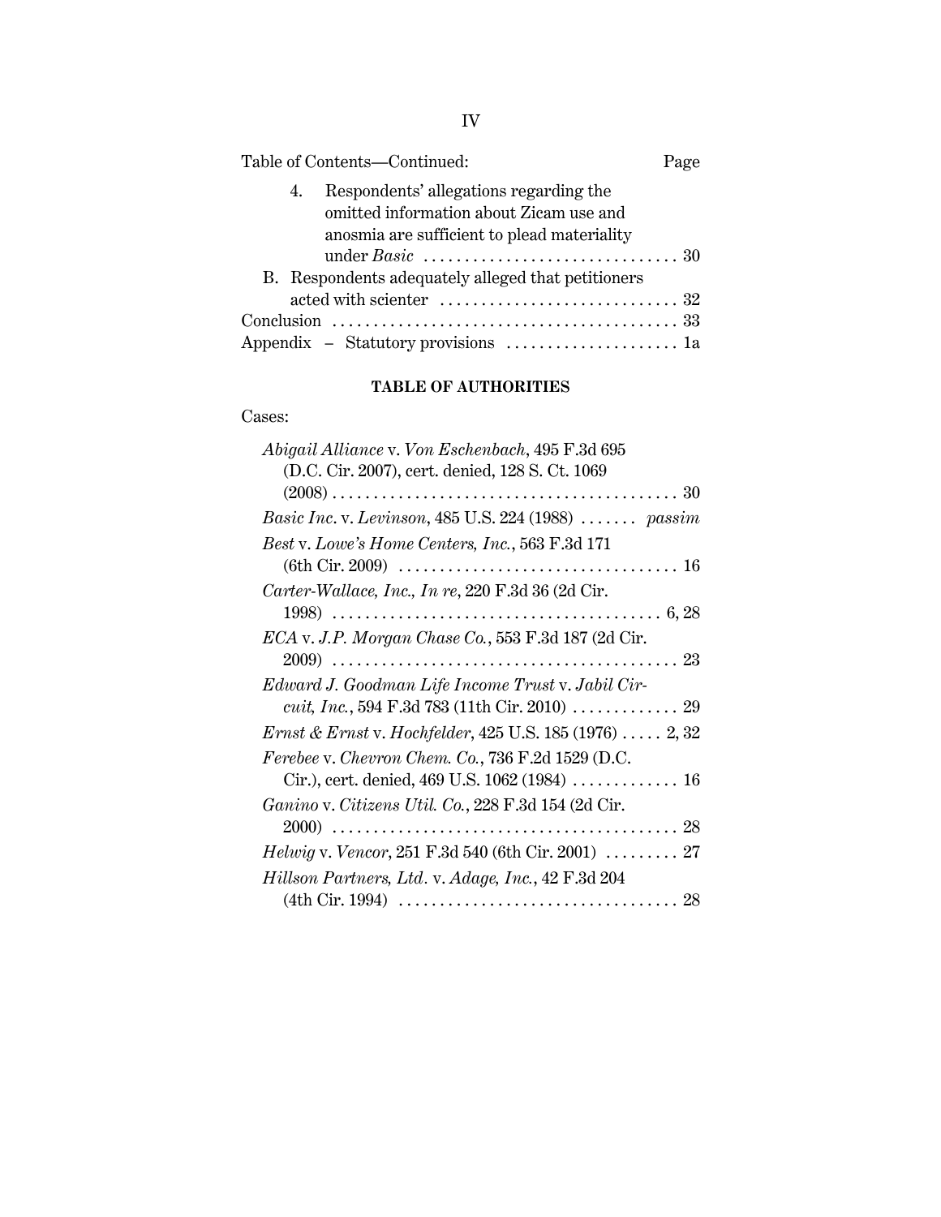Table of Contents—Continued: Page

4. Respondents' allegations regarding the omitted information about Zicam use and anosmia are sufficient to plead materiality under *Basic* . . . . . . . . . . . . . . . . . . . . . . . . . . . . . . . 30

B. Respondents adequately alleged that petitioners acted with scienter . . . . . . . . . . . . . . . . . . . . . . . . . . . . . 32

Conclusion . . . . . . . . . . . . . . . . . . . . . . . . . . . . . . . . . . . . . . . . . . 33

Appendix – Statutory provisions . . . . . . . . . . . . . . . . . . . . . 1a

**TABLE OF AUTHORITIES**

Cases:

*Abigail Alliance* v. *Von Eschenbach*, 495 F.3d 695 (D.C. Cir. 2007), cert. denied, 128 S. Ct. 1069 (2008) . . . . . . . . . . . . . . . . . . . . . . . . . . . . . . . . . . . . . . . . . . 30

*Basic Inc*. v. *Levinson*, 485 U.S. 224 (1988) . . . . . . . *passim*

*Best* v. *Lowe's Home Centers, Inc.*, 563 F.3d 171 (6th Cir. 2009) . . . . . . . . . . . . . . . . . . . . . . . . . . . . . . . . . . 16

*Carter-Wallace, Inc., In re*, 220 F.3d 36 (2d Cir. 1998) . . . . . . . . . . . . . . . . . . . . . . . . . . . . . . . . . . . . . . . . 6, 28

*ECA* v. *J.P. Morgan Chase Co.*, 553 F.3d 187 (2d Cir. 2009) . . . . . . . . . . . . . . . . . . . . . . . . . . . . . . . . . . . . . . . . . . 23

*Edward J. Goodman Life Income Trust* v. *Jabil Circuit, Inc.*, 594 F.3d 783 (11th Cir. 2010) . . . . . . . . . . . . . 29

*Ernst & Ernst* v. *Hochfelder*, 425 U.S. 185 (1976) . . . . . 2, 32

*Ferebee* v. *Chevron Chem. Co.*, 736 F.2d 1529 (D.C. Cir.), cert. denied, 469 U.S. 1062 (1984) . . . . . . . . . . . . . 16

*Ganino* v. *Citizens Util. Co.*, 228 F.3d 154 (2d Cir. 2000) . . . . . . . . . . . . . . . . . . . . . . . . . . . . . . . . . . . . . . . . . . 28

*Helwig* v. *Vencor*, 251 F.3d 540 (6th Cir. 2001) . . . . . . . . . 27

*Hillson Partners, Ltd*. v. *Adage, Inc.*, 42 F.3d 204 (4th Cir. 1994) . . . . . . . . . . . . . . . . . . . . . . . . . . . . . . . . . . 28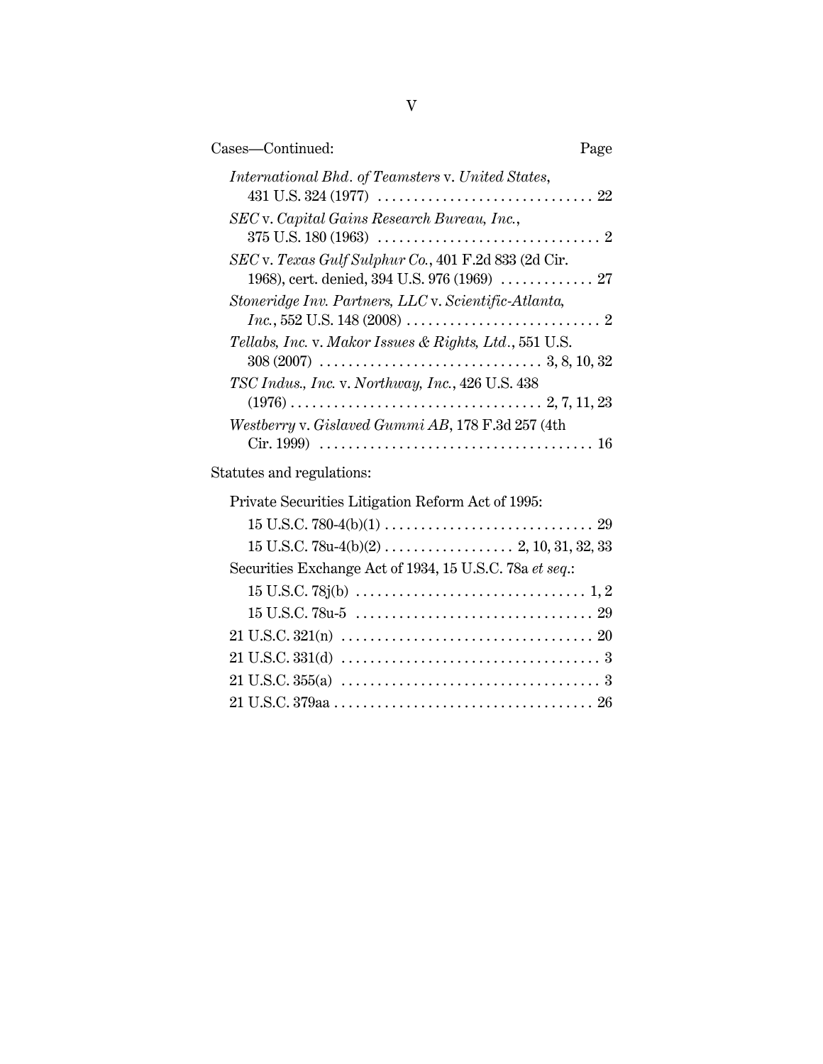Cases—Continued: Page

*International Bhd. of Teamsters* v. *United States*, 431 U.S. 324 (1977) . . . . . . . . . . . . . . . . . . . . . . . . . . . . . . 22

*SEC* v. *Capital Gains Research Bureau, Inc.*, 375 U.S. 180 (1963) . . . . . . . . . . . . . . . . . . . . . . . . . . . . . . . 2

*SEC* v. *Texas Gulf Sulphur Co.*, 401 F.2d 833 (2d Cir. 1968), cert. denied, 394 U.S. 976 (1969) . . . . . . . . . . . . . 27

*Stoneridge Inv. Partners, LLC* v. *Scientific-Atlanta, Inc.*, 552 U.S. 148 (2008) . . . . . . . . . . . . . . . . . . . . . . . . . . . 2

*Tellabs, Inc.* v. *Makor Issues & Rights, Ltd.*, 551 U.S. 308 (2007) . . . . . . . . . . . . . . . . . . . . . . . . . . . . . . . 3, 8, 10, 32

*TSC Indus., Inc.* v. *Northway, Inc.*, 426 U.S. 438 (1976) . . . . . . . . . . . . . . . . . . . . . . . . . . . . . . . . . . . 2, 7, 11, 23

*Westberry* v. *Gislaved Gummi AB*, 178 F.3d 257 (4th Cir. 1999) . . . . . . . . . . . . . . . . . . . . . . . . . . . . . . . . . . . . . . 16

Statutes and regulations:

Private Securities Litigation Reform Act of 1995:

15 U.S.C. 780-4(b)(1) . . . . . . . . . . . . . . . . . . . . . . . . . . . . . 29

15 U.S.C. 78u-4(b)(2) . . . . . . . . . . . . . . . . . . 2, 10, 31, 32, 33

Securities Exchange Act of 1934, 15 U.S.C. 78a *et seq.*:

15 U.S.C. 78j(b) . . . . . . . . . . . . . . . . . . . . . . . . . . . . . . . . 1, 2

15 U.S.C. 78u-5 . . . . . . . . . . . . . . . . . . . . . . . . . . . . . . . . . 29

21 U.S.C. 321(n) . . . . . . . . . . . . . . . . . . . . . . . . . . . . . . . . . . . 20

21 U.S.C. 331(d) . . . . . . . . . . . . . . . . . . . . . . . . . . . . . . . . . . . . 3

21 U.S.C. 355(a) . . . . . . . . . . . . . . . . . . . . . . . . . . . . . . . . . . . . 3

21 U.S.C. 379aa . . . . . . . . . . . . . . . . . . . . . . . . . . . . . . . . . . . . 26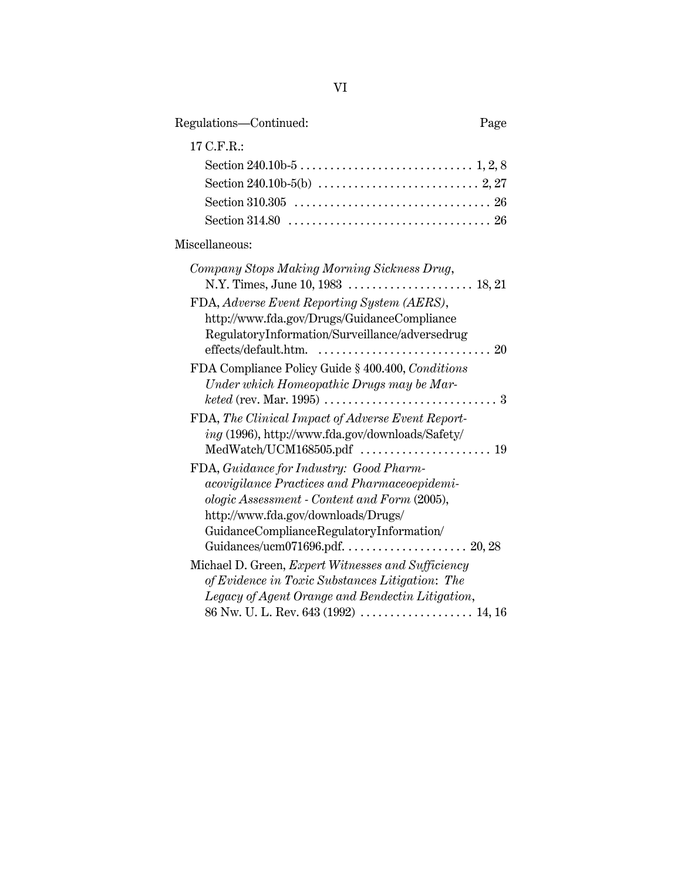Regulations—Continued: Page

17 C.F.R.:

Section 240.10b-5 . . . . . . . . . . . . . . . . . . . . . . . . . . . . . 1, 2, 8

Section 240.10b-5(b) . . . . . . . . . . . . . . . . . . . . . . . . . . . 2, 27

Section 310.305 . . . . . . . . . . . . . . . . . . . . . . . . . . . . . . . . . 26

Section 314.80 . . . . . . . . . . . . . . . . . . . . . . . . . . . . . . . . . . 26

Miscellaneous:

*Company Stops Making Morning Sickness Drug*, N.Y. Times, June 10, 1983 . . . . . . . . . . . . . . . . . . . . . 18, 21

FDA, *Adverse Event Reporting System (AERS)*, http://www.fda.gov/Drugs/GuidanceCompliance RegulatoryInformation/Surveillance/adversedrug effects/default.htm. . . . . . . . . . . . . . . . . . . . . . . . . . . . . 20

FDA Compliance Policy Guide § 400.400, *Conditions Under which Homeopathic Drugs may be Marketed* (rev. Mar. 1995) . . . . . . . . . . . . . . . . . . . . . . . . . . . . . 3

FDA, *The Clinical Impact of Adverse Event Reporting* (1996), http://www.fda.gov/downloads/Safety/ MedWatch/UCM168505.pdf . . . . . . . . . . . . . . . . . . . . . . 19

FDA, *Guidance for Industry: Good Pharmacovigilance Practices and Pharmaceoepidemiologic Assessment - Content and Form* (2005), http://www.fda.gov/downloads/Drugs/ GuidanceComplianceRegulatoryInformation/ Guidances/ucm071696.pdf. . . . . . . . . . . . . . . . . . . . . 20, 28

Michael D. Green, *Expert Witnesses and Sufficiency of Evidence in Toxic Substances Litigation: The Legacy of Agent Orange and Bendectin Litigation*, 86 Nw. U. L. Rev. 643 (1992) . . . . . . . . . . . . . . . . . . . 14, 16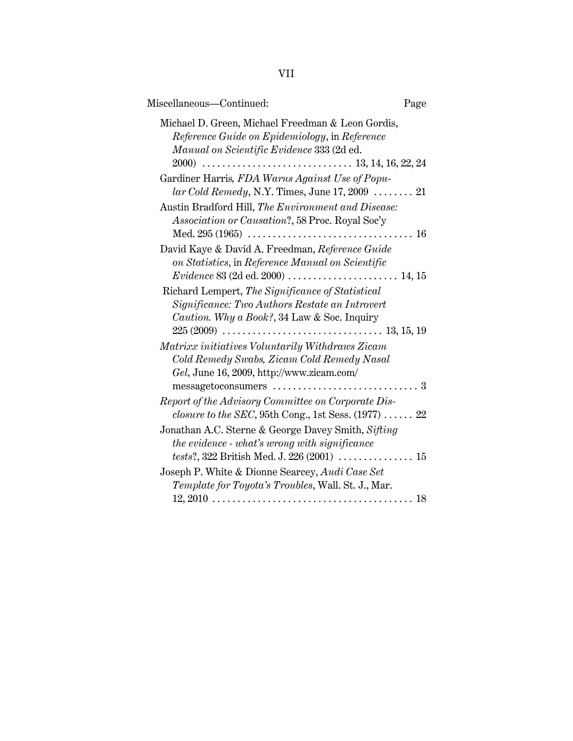Miscellaneous—Continued: Page

Michael D. Green, Michael Freedman & Leon Gordis, *Reference Guide on Epidemiology*, in *Reference Manual on Scientific Evidence* 333 (2d ed. 2000) .............................. 13, 14, 16, 22, 24

Gardiner Harris*, FDA Warns Against Use of Popular Cold Remedy*, N.Y. Times, June 17, 2009 ........ 21

Austin Bradford Hill, *The Environment and Disease: Association or Causation*?, 58 Proc. Royal Soc'y Med. 295 (1965) ................................ 16

David Kaye & David A. Freedman, *Reference Guide on Statistics*, in *Reference Manual on Scientific Evidence* 83 (2d ed. 2000) ...................... 14, 15

Richard Lempert, *The Significance of Statistical Significance: Two Authors Restate an Introvert Caution. Why a Book?*, 34 Law & Soc. Inquiry 225 (2009) ................................ 13, 15, 19

*Matrixx initiatives Voluntarily Withdraws Zicam Cold Remedy Swabs, Zicam Cold Remedy Nasal Gel*, June 16, 2009, http://www.zicam.com/messagetoconsumers ............................ 3

*Report of the Advisory Committee on Corporate Disclosure to the SEC*, 95th Cong., 1st Sess. (1977) ...... 22

Jonathan A.C. Sterne & George Davey Smith, *Sifting the evidence - what's wrong with significance tests*?, 322 British Med. J. 226 (2001) ............... 15

Joseph P. White & Dionne Searcey, *Audi Case Set Template for Toyota's Troubles*, Wall. St. J., Mar. 12, 2010 ........................................ 18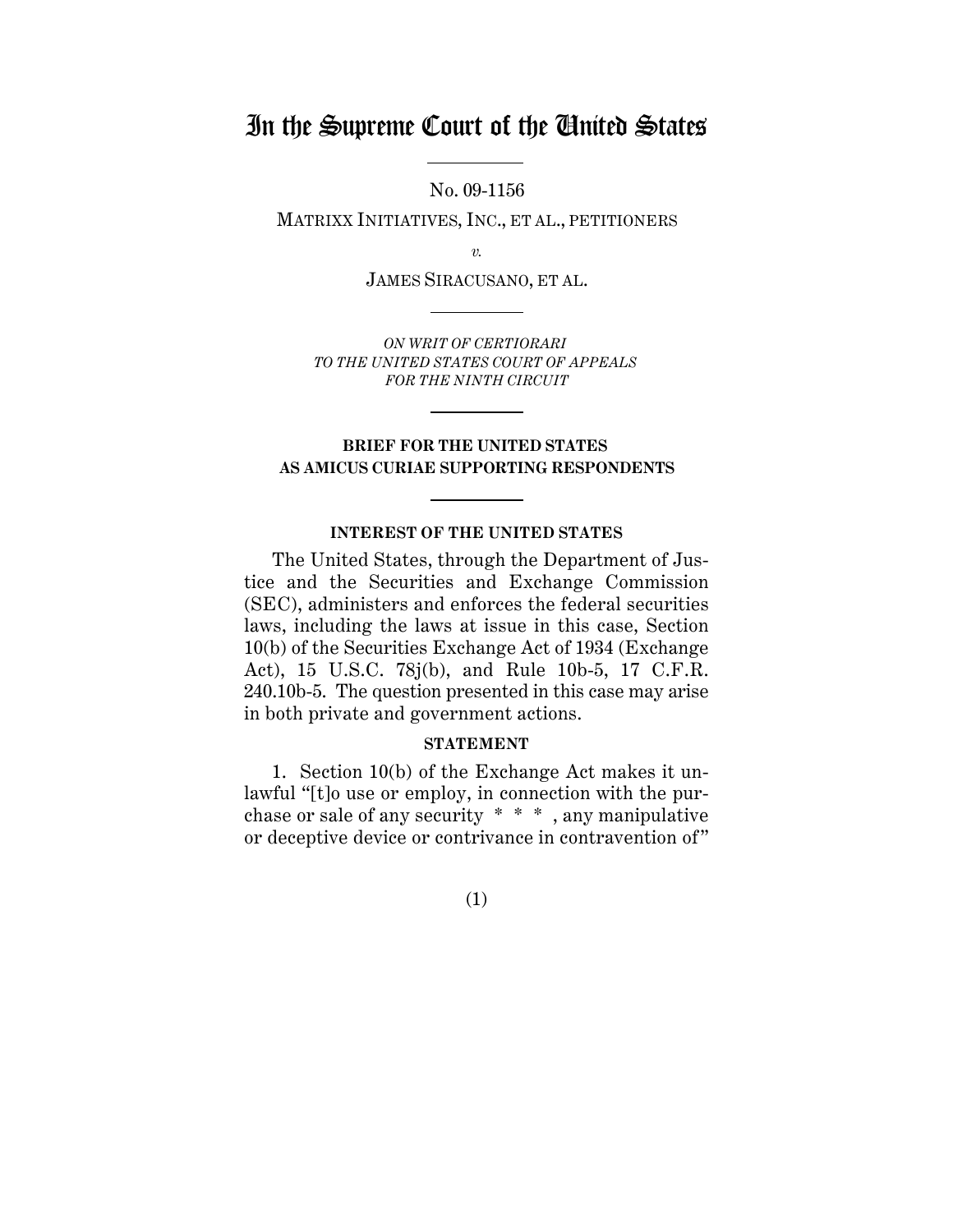# In the Supreme Court of the United States

No. 09-1156

MATRIXX INITIATIVES, INC., ET AL., PETITIONERS

*v.*

JAMES SIRACUSANO, ET AL.

*ON WRIT OF CERTIORARI TO THE UNITED STATES COURT OF APPEALS FOR THE NINTH CIRCUIT*

**BRIEF FOR THE UNITED STATES AS AMICUS CURIAE SUPPORTING RESPONDENTS**

**INTEREST OF THE UNITED STATES**

The United States, through the Department of Justice and the Securities and Exchange Commission (SEC), administers and enforces the federal securities laws, including the laws at issue in this case, Section 10(b) of the Securities Exchange Act of 1934 (Exchange Act), 15 U.S.C. 78j(b), and Rule 10b-5, 17 C.F.R. 240.10b-5. The question presented in this case may arise in both private and government actions.

**STATEMENT**

1. Section 10(b) of the Exchange Act makes it unlawful "[t]o use or employ, in connection with the purchase or sale of any security * * * , any manipulative or deceptive device or contrivance in contravention of"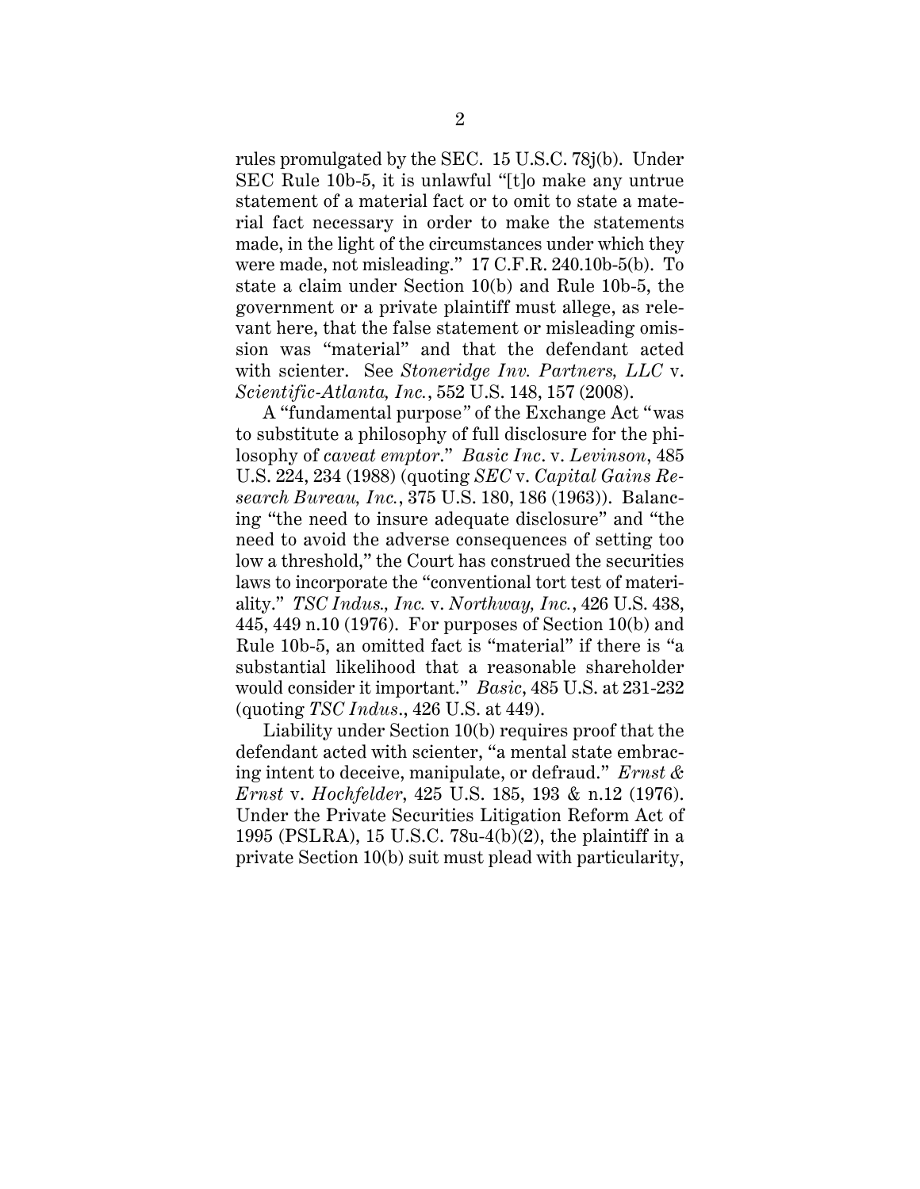rules promulgated by the SEC. 15 U.S.C. 78j(b). Under SEC Rule 10b-5, it is unlawful "[t]o make any untrue statement of a material fact or to omit to state a material fact necessary in order to make the statements made, in the light of the circumstances under which they were made, not misleading." 17 C.F.R. 240.10b-5(b). To state a claim under Section 10(b) and Rule 10b-5, the government or a private plaintiff must allege, as relevant here, that the false statement or misleading omission was "material" and that the defendant acted with scienter. See *Stoneridge Inv. Partners, LLC* v. *Scientific-Atlanta, Inc.*, 552 U.S. 148, 157 (2008).

A "fundamental purpose" of the Exchange Act "was to substitute a philosophy of full disclosure for the philosophy of *caveat emptor*." *Basic Inc*. v. *Levinson*, 485 U.S. 224, 234 (1988) (quoting *SEC* v. *Capital Gains Research Bureau, Inc.*, 375 U.S. 180, 186 (1963)). Balancing "the need to insure adequate disclosure" and "the need to avoid the adverse consequences of setting too low a threshold," the Court has construed the securities laws to incorporate the "conventional tort test of materiality." *TSC Indus., Inc.* v. *Northway, Inc.*, 426 U.S. 438, 445, 449 n.10 (1976). For purposes of Section 10(b) and Rule 10b-5, an omitted fact is "material" if there is "a substantial likelihood that a reasonable shareholder would consider it important." *Basic*, 485 U.S. at 231-232 (quoting *TSC Indus*., 426 U.S. at 449).

Liability under Section 10(b) requires proof that the defendant acted with scienter, "a mental state embracing intent to deceive, manipulate, or defraud." *Ernst & Ernst* v. *Hochfelder*, 425 U.S. 185, 193 & n.12 (1976). Under the Private Securities Litigation Reform Act of 1995 (PSLRA), 15 U.S.C. 78u-4(b)(2), the plaintiff in a private Section 10(b) suit must plead with particularity,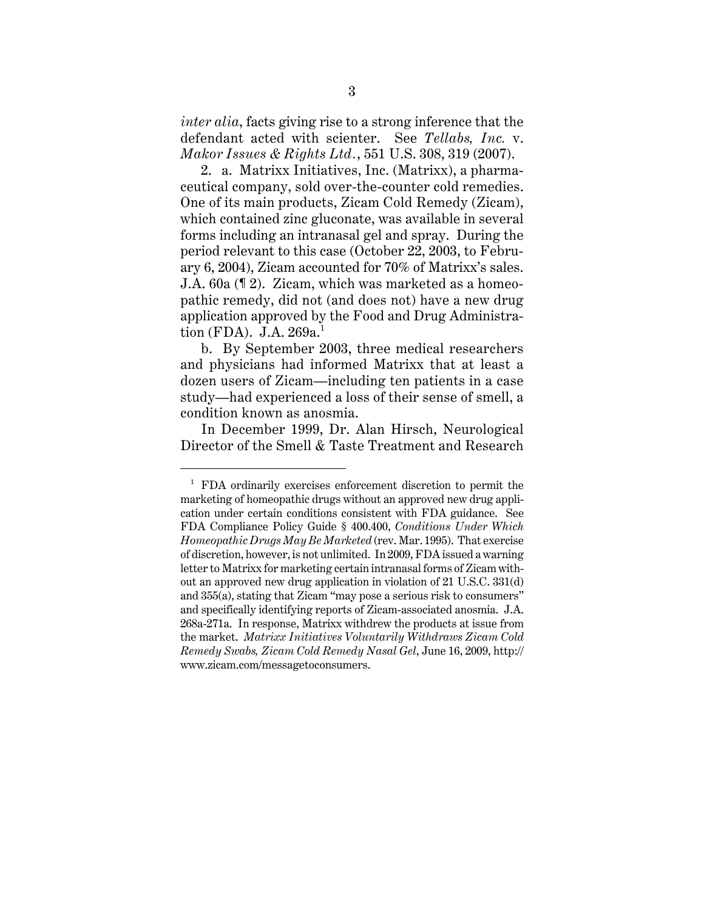*inter alia*, facts giving rise to a strong inference that the defendant acted with scienter. See *Tellabs, Inc.* v. *Makor Issues & Rights Ltd.*, 551 U.S. 308, 319 (2007).

2. a. Matrixx Initiatives, Inc. (Matrixx), a pharmaceutical company, sold over-the-counter cold remedies. One of its main products, Zicam Cold Remedy (Zicam), which contained zinc gluconate, was available in several forms including an intranasal gel and spray. During the period relevant to this case (October 22, 2003, to February 6, 2004), Zicam accounted for 70% of Matrixx's sales. J.A. 60a (¶ 2). Zicam, which was marketed as a homeopathic remedy, did not (and does not) have a new drug application approved by the Food and Drug Administration (FDA). J.A. 269a.[1]

b. By September 2003, three medical researchers and physicians had informed Matrixx that at least a dozen users of Zicam—including ten patients in a case study—had experienced a loss of their sense of smell, a condition known as anosmia.

In December 1999, Dr. Alan Hirsch, Neurological Director of the Smell & Taste Treatment and Research

---

[1] FDA ordinarily exercises enforcement discretion to permit the marketing of homeopathic drugs without an approved new drug application under certain conditions consistent with FDA guidance. See FDA Compliance Policy Guide § 400.400, *Conditions Under Which Homeopathic Drugs May Be Marketed* (rev. Mar. 1995). That exercise of discretion, however, is not unlimited. In 2009, FDA issued a warning letter to Matrixx for marketing certain intranasal forms of Zicam without an approved new drug application in violation of 21 U.S.C. 331(d) and 355(a), stating that Zicam "may pose a serious risk to consumers" and specifically identifying reports of Zicam-associated anosmia. J.A. 268a-271a. In response, Matrixx withdrew the products at issue from the market. *Matrixx Initiatives Voluntarily Withdraws Zicam Cold Remedy Swabs, Zicam Cold Remedy Nasal Gel*, June 16, 2009, http://www.zicam.com/messagetoconsumers.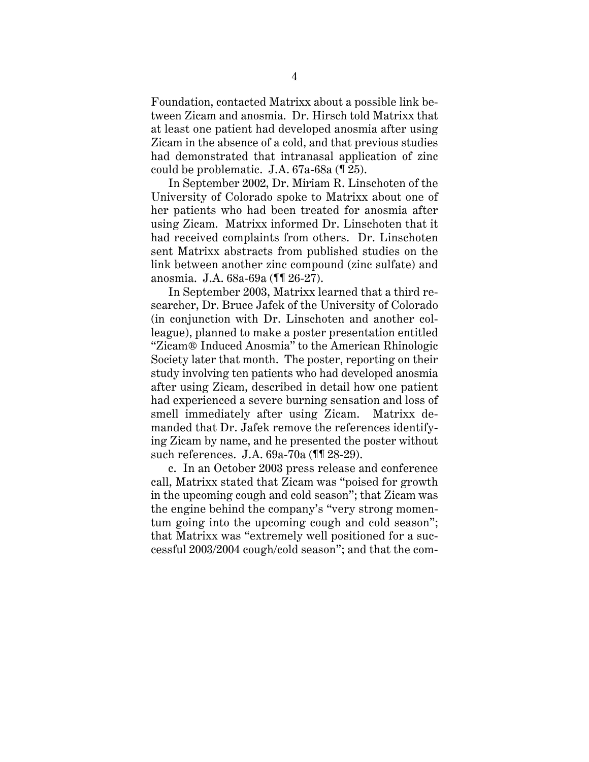Foundation, contacted Matrixx about a possible link between Zicam and anosmia. Dr. Hirsch told Matrixx that at least one patient had developed anosmia after using Zicam in the absence of a cold, and that previous studies had demonstrated that intranasal application of zinc could be problematic. J.A. 67a-68a (¶ 25).

In September 2002, Dr. Miriam R. Linschoten of the University of Colorado spoke to Matrixx about one of her patients who had been treated for anosmia after using Zicam. Matrixx informed Dr. Linschoten that it had received complaints from others. Dr. Linschoten sent Matrixx abstracts from published studies on the link between another zinc compound (zinc sulfate) and anosmia. J.A. 68a-69a (¶¶ 26-27).

In September 2003, Matrixx learned that a third researcher, Dr. Bruce Jafek of the University of Colorado (in conjunction with Dr. Linschoten and another colleague), planned to make a poster presentation entitled "Zicam® Induced Anosmia" to the American Rhinologic Society later that month. The poster, reporting on their study involving ten patients who had developed anosmia after using Zicam, described in detail how one patient had experienced a severe burning sensation and loss of smell immediately after using Zicam. Matrixx demanded that Dr. Jafek remove the references identifying Zicam by name, and he presented the poster without such references. J.A. 69a-70a (¶¶ 28-29).

c. In an October 2003 press release and conference call, Matrixx stated that Zicam was "poised for growth in the upcoming cough and cold season"; that Zicam was the engine behind the company's "very strong momentum going into the upcoming cough and cold season"; that Matrixx was "extremely well positioned for a successful 2003/2004 cough/cold season"; and that the com-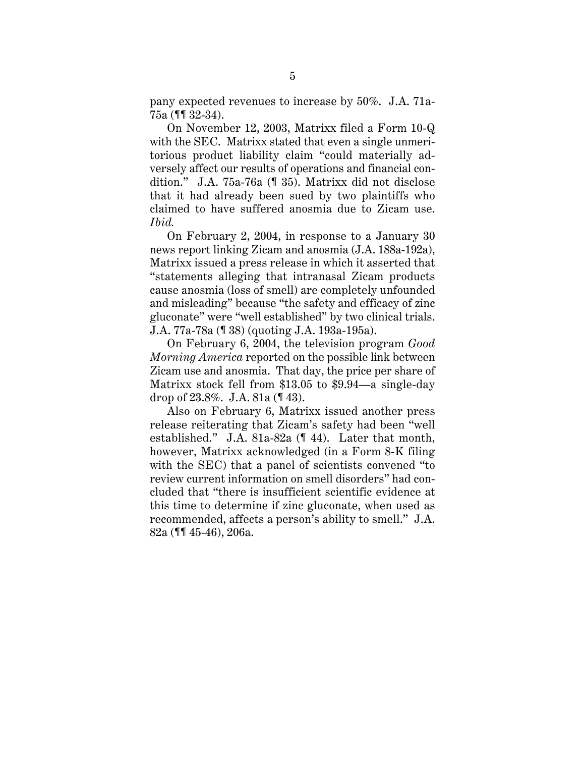pany expected revenues to increase by 50%. J.A. 71a-75a (¶¶ 32-34).

On November 12, 2003, Matrixx filed a Form 10-Q with the SEC. Matrixx stated that even a single unmeritorious product liability claim "could materially adversely affect our results of operations and financial condition." J.A. 75a-76a (¶ 35). Matrixx did not disclose that it had already been sued by two plaintiffs who claimed to have suffered anosmia due to Zicam use. *Ibid.*

On February 2, 2004, in response to a January 30 news report linking Zicam and anosmia (J.A. 188a-192a), Matrixx issued a press release in which it asserted that "statements alleging that intranasal Zicam products cause anosmia (loss of smell) are completely unfounded and misleading" because "the safety and efficacy of zinc gluconate" were "well established" by two clinical trials. J.A. 77a-78a (¶ 38) (quoting J.A. 193a-195a).

On February 6, 2004, the television program *Good Morning America* reported on the possible link between Zicam use and anosmia. That day, the price per share of Matrixx stock fell from $13.05 to $9.94—a single-day drop of 23.8%. J.A. 81a (¶ 43).

Also on February 6, Matrixx issued another press release reiterating that Zicam's safety had been "well established." J.A. 81a-82a (¶ 44). Later that month, however, Matrixx acknowledged (in a Form 8-K filing with the SEC) that a panel of scientists convened "to review current information on smell disorders" had concluded that "there is insufficient scientific evidence at this time to determine if zinc gluconate, when used as recommended, affects a person's ability to smell." J.A. 82a (¶¶ 45-46), 206a.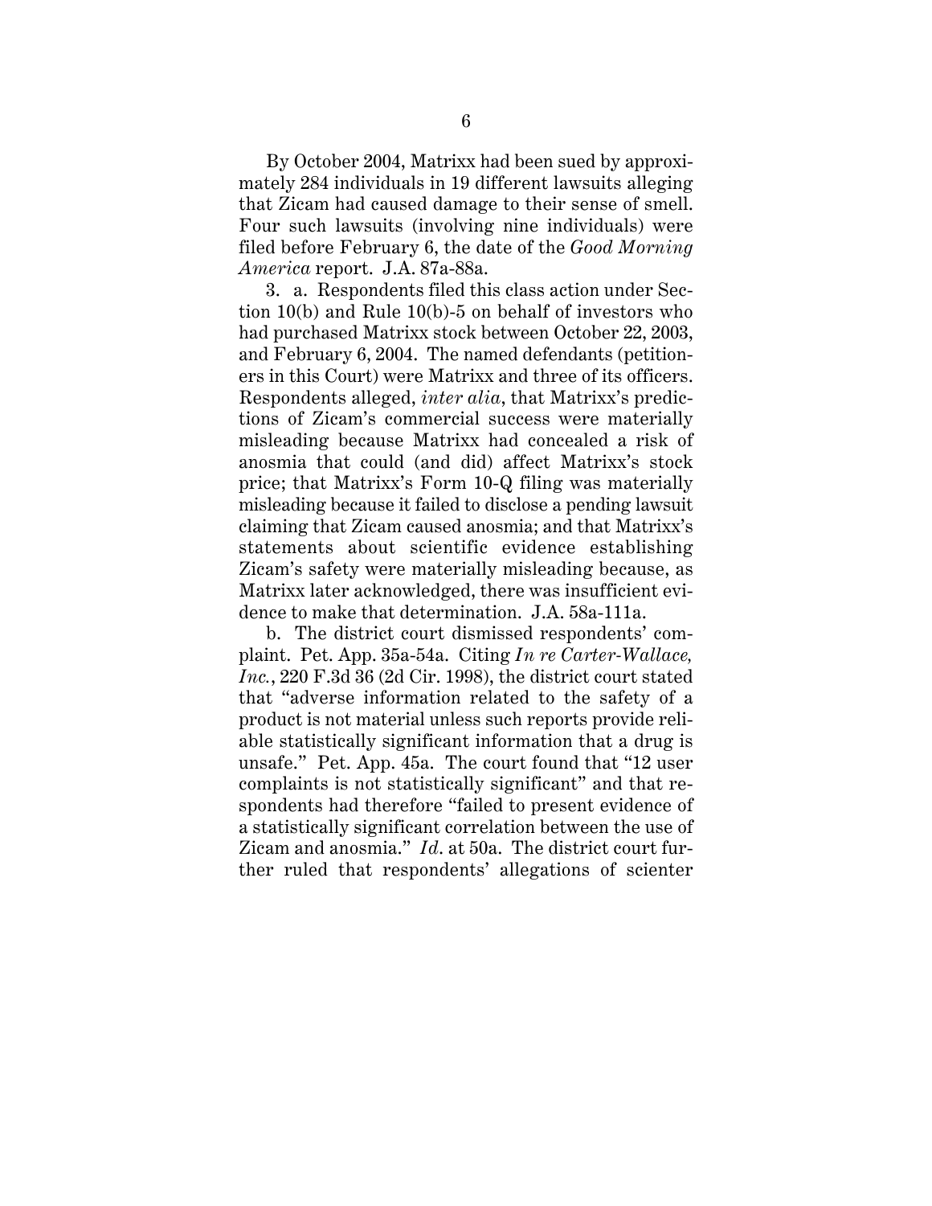By October 2004, Matrixx had been sued by approximately 284 individuals in 19 different lawsuits alleging that Zicam had caused damage to their sense of smell. Four such lawsuits (involving nine individuals) were filed before February 6, the date of the *Good Morning America* report. J.A. 87a-88a.

3. a. Respondents filed this class action under Section 10(b) and Rule 10(b)-5 on behalf of investors who had purchased Matrixx stock between October 22, 2003, and February 6, 2004. The named defendants (petitioners in this Court) were Matrixx and three of its officers. Respondents alleged, *inter alia*, that Matrixx's predictions of Zicam's commercial success were materially misleading because Matrixx had concealed a risk of anosmia that could (and did) affect Matrixx's stock price; that Matrixx's Form 10-Q filing was materially misleading because it failed to disclose a pending lawsuit claiming that Zicam caused anosmia; and that Matrixx's statements about scientific evidence establishing Zicam's safety were materially misleading because, as Matrixx later acknowledged, there was insufficient evidence to make that determination. J.A. 58a-111a.

b. The district court dismissed respondents' complaint. Pet. App. 35a-54a. Citing *In re Carter-Wallace, Inc.*, 220 F.3d 36 (2d Cir. 1998), the district court stated that "adverse information related to the safety of a product is not material unless such reports provide reliable statistically significant information that a drug is unsafe." Pet. App. 45a. The court found that "12 user complaints is not statistically significant" and that respondents had therefore "failed to present evidence of a statistically significant correlation between the use of Zicam and anosmia." *Id.* at 50a. The district court further ruled that respondents' allegations of scienter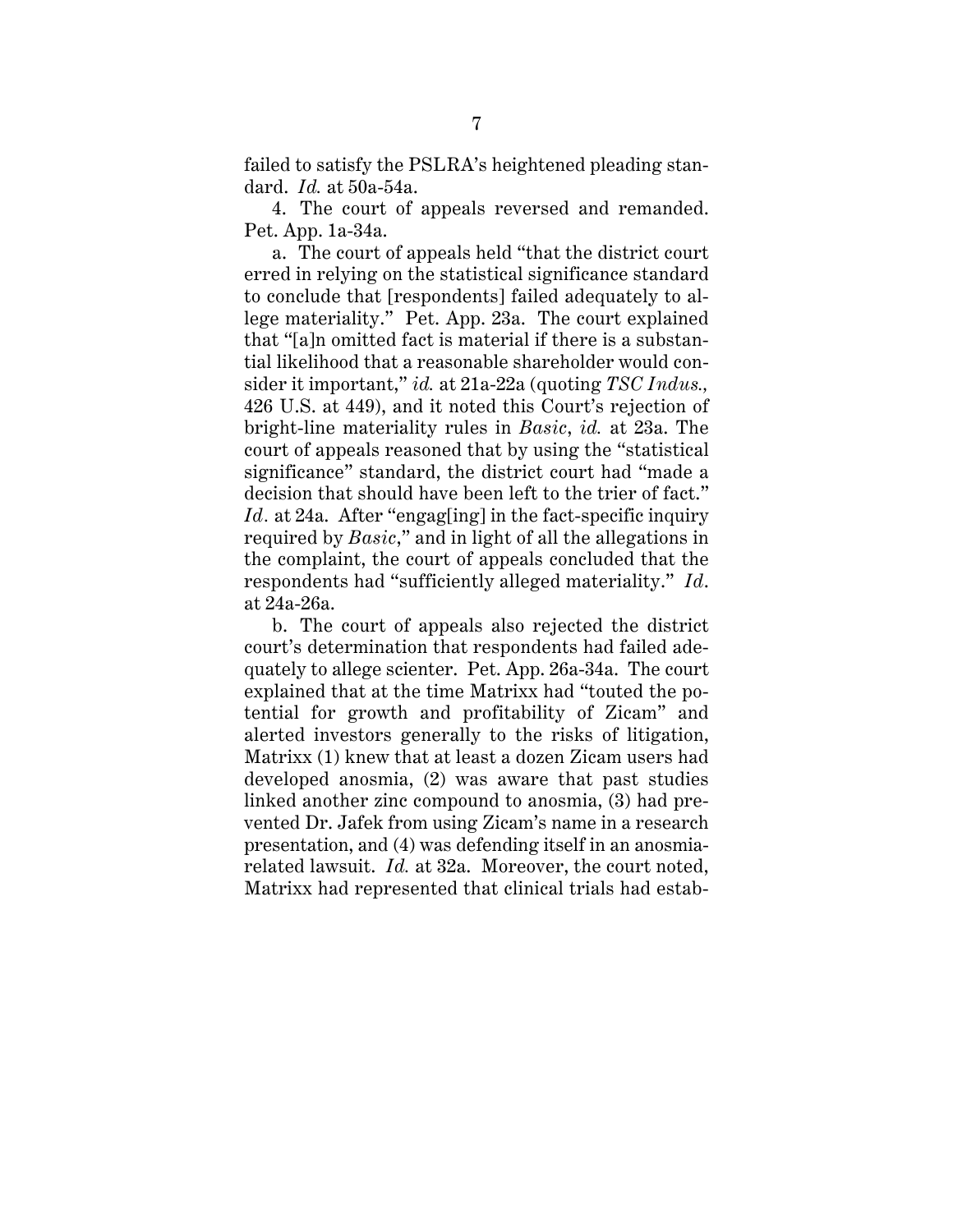failed to satisfy the PSLRA's heightened pleading standard. *Id.* at 50a-54a.

4. The court of appeals reversed and remanded. Pet. App. 1a-34a.

a. The court of appeals held "that the district court erred in relying on the statistical significance standard to conclude that [respondents] failed adequately to allege materiality." Pet. App. 23a. The court explained that "[a]n omitted fact is material if there is a substantial likelihood that a reasonable shareholder would consider it important," *id.* at 21a-22a (quoting *TSC Indus.*, 426 U.S. at 449), and it noted this Court's rejection of bright-line materiality rules in *Basic*, *id.* at 23a. The court of appeals reasoned that by using the "statistical significance" standard, the district court had "made a decision that should have been left to the trier of fact." *Id*. at 24a. After "engag[ing] in the fact-specific inquiry required by *Basic*," and in light of all the allegations in the complaint, the court of appeals concluded that the respondents had "sufficiently alleged materiality." *Id*. at 24a-26a.

b. The court of appeals also rejected the district court's determination that respondents had failed adequately to allege scienter. Pet. App. 26a-34a. The court explained that at the time Matrixx had "touted the potential for growth and profitability of Zicam" and alerted investors generally to the risks of litigation, Matrixx (1) knew that at least a dozen Zicam users had developed anosmia, (2) was aware that past studies linked another zinc compound to anosmia, (3) had prevented Dr. Jafek from using Zicam's name in a research presentation, and (4) was defending itself in an anosmia-related lawsuit. *Id.* at 32a. Moreover, the court noted, Matrixx had represented that clinical trials had estab-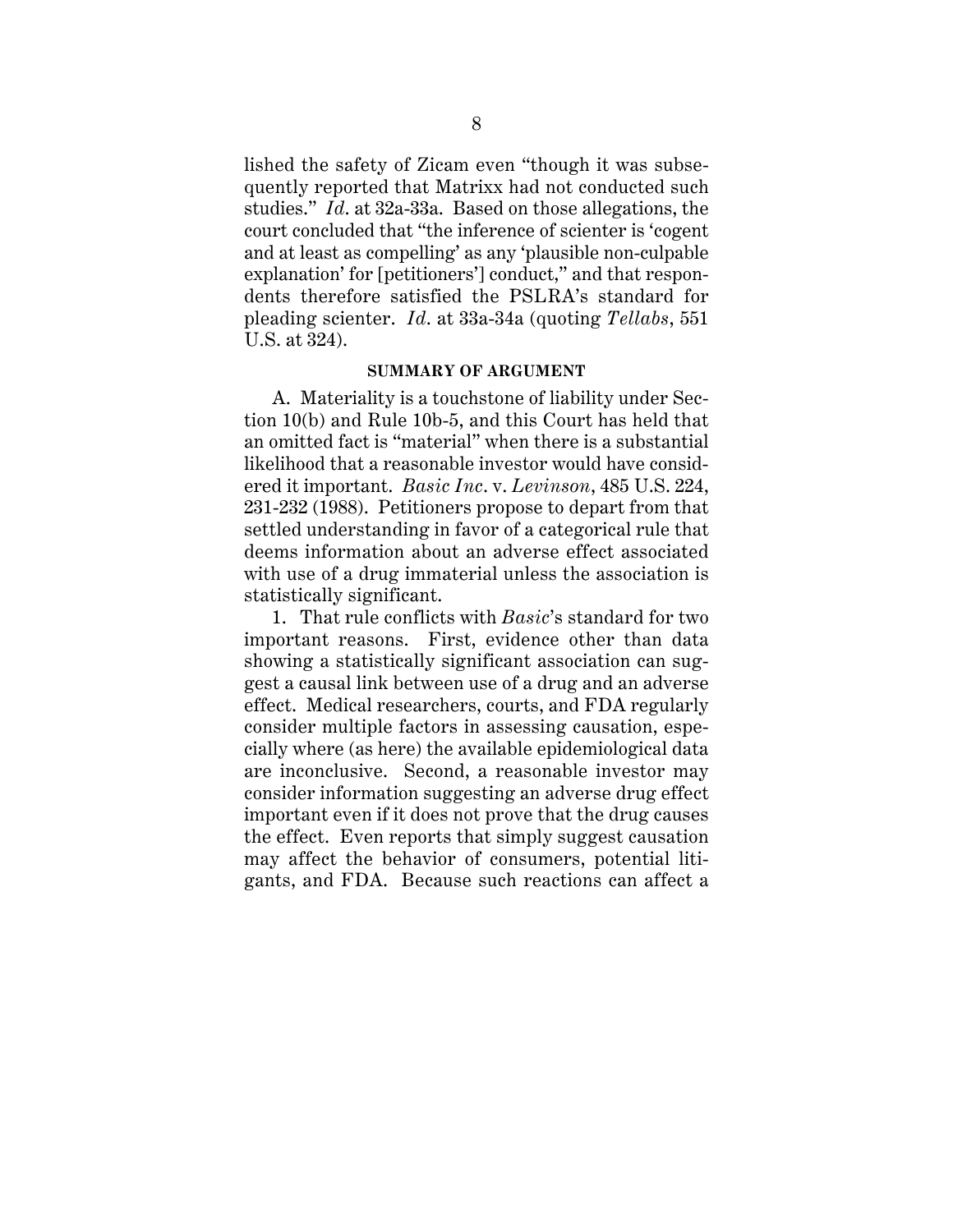lished the safety of Zicam even "though it was subsequently reported that Matrixx had not conducted such studies." *Id*. at 32a-33a. Based on those allegations, the court concluded that "the inference of scienter is 'cogent and at least as compelling' as any 'plausible non-culpable explanation' for [petitioners'] conduct," and that respondents therefore satisfied the PSLRA's standard for pleading scienter. *Id*. at 33a-34a (quoting *Tellabs*, 551 U.S. at 324).

## SUMMARY OF ARGUMENT

A. Materiality is a touchstone of liability under Section 10(b) and Rule 10b-5, and this Court has held that an omitted fact is "material" when there is a substantial likelihood that a reasonable investor would have considered it important. *Basic Inc*. v. *Levinson*, 485 U.S. 224, 231-232 (1988). Petitioners propose to depart from that settled understanding in favor of a categorical rule that deems information about an adverse effect associated with use of a drug immaterial unless the association is statistically significant.

1. That rule conflicts with *Basic*'s standard for two important reasons. First, evidence other than data showing a statistically significant association can suggest a causal link between use of a drug and an adverse effect. Medical researchers, courts, and FDA regularly consider multiple factors in assessing causation, especially where (as here) the available epidemiological data are inconclusive. Second, a reasonable investor may consider information suggesting an adverse drug effect important even if it does not prove that the drug causes the effect. Even reports that simply suggest causation may affect the behavior of consumers, potential litigants, and FDA. Because such reactions can affect a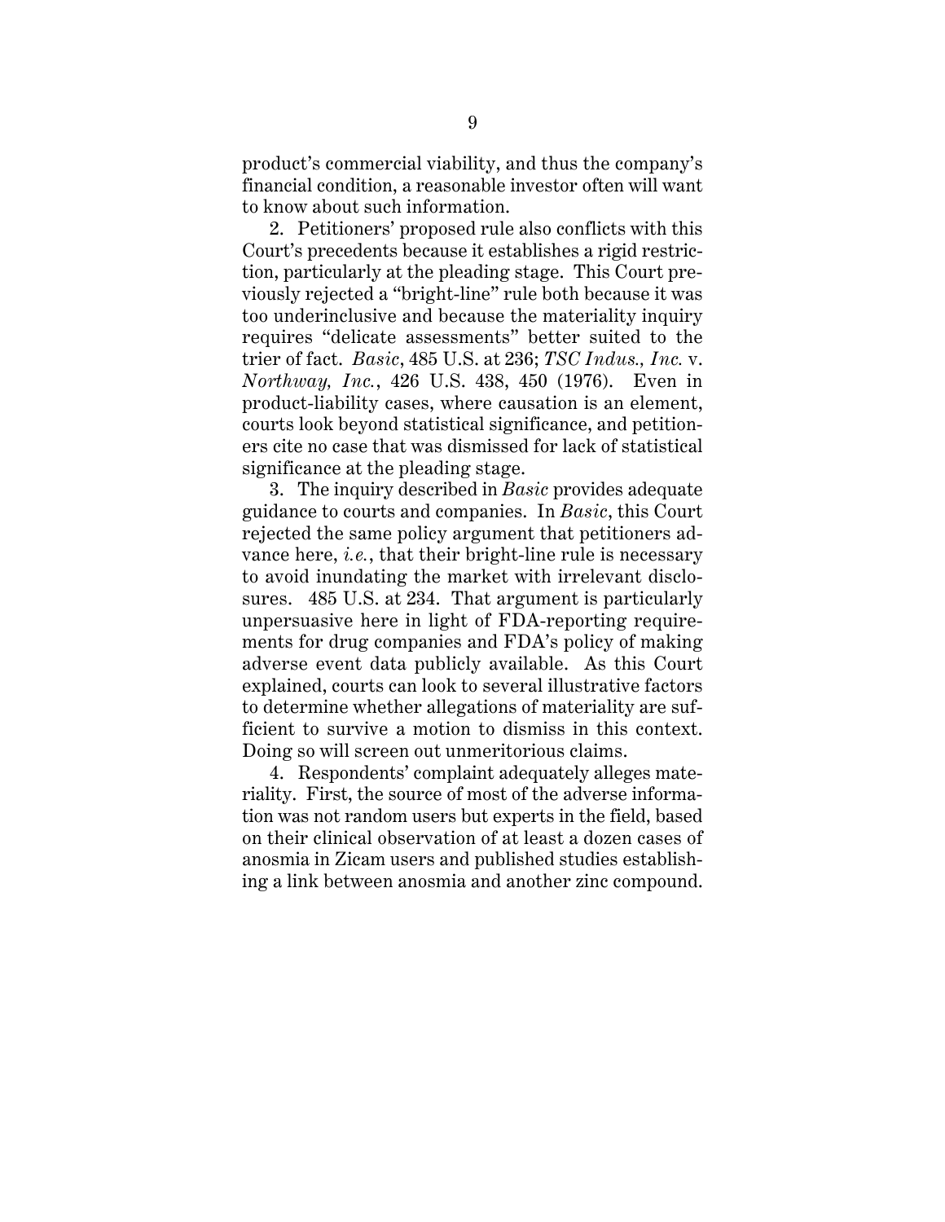product's commercial viability, and thus the company's financial condition, a reasonable investor often will want to know about such information.

2. Petitioners' proposed rule also conflicts with this Court's precedents because it establishes a rigid restriction, particularly at the pleading stage. This Court previously rejected a "bright-line" rule both because it was too underinclusive and because the materiality inquiry requires "delicate assessments" better suited to the trier of fact. *Basic*, 485 U.S. at 236; *TSC Indus., Inc.* v. *Northway, Inc.*, 426 U.S. 438, 450 (1976). Even in product-liability cases, where causation is an element, courts look beyond statistical significance, and petitioners cite no case that was dismissed for lack of statistical significance at the pleading stage.

3. The inquiry described in *Basic* provides adequate guidance to courts and companies. In *Basic*, this Court rejected the same policy argument that petitioners advance here, *i.e.*, that their bright-line rule is necessary to avoid inundating the market with irrelevant disclosures. 485 U.S. at 234. That argument is particularly unpersuasive here in light of FDA-reporting requirements for drug companies and FDA's policy of making adverse event data publicly available. As this Court explained, courts can look to several illustrative factors to determine whether allegations of materiality are sufficient to survive a motion to dismiss in this context. Doing so will screen out unmeritorious claims.

4. Respondents' complaint adequately alleges materiality. First, the source of most of the adverse information was not random users but experts in the field, based on their clinical observation of at least a dozen cases of anosmia in Zicam users and published studies establishing a link between anosmia and another zinc compound.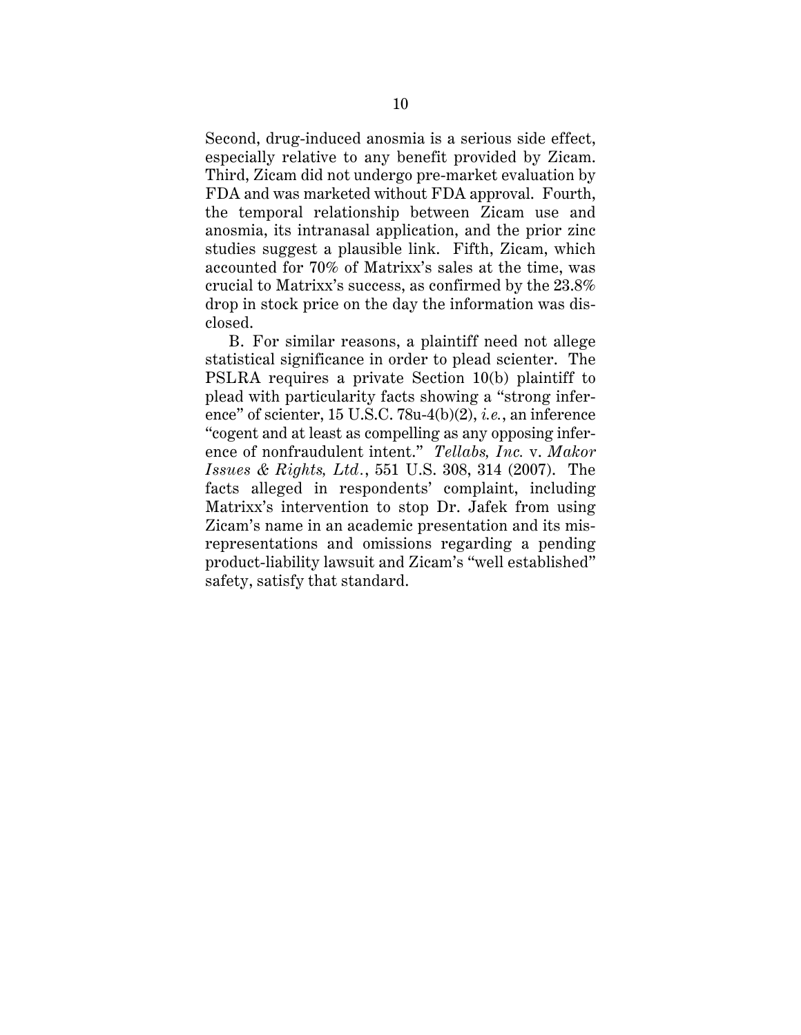Second, drug-induced anosmia is a serious side effect, especially relative to any benefit provided by Zicam. Third, Zicam did not undergo pre-market evaluation by FDA and was marketed without FDA approval. Fourth, the temporal relationship between Zicam use and anosmia, its intranasal application, and the prior zinc studies suggest a plausible link. Fifth, Zicam, which accounted for 70% of Matrixx's sales at the time, was crucial to Matrixx's success, as confirmed by the 23.8% drop in stock price on the day the information was disclosed.

B. For similar reasons, a plaintiff need not allege statistical significance in order to plead scienter. The PSLRA requires a private Section 10(b) plaintiff to plead with particularity facts showing a "strong inference" of scienter, 15 U.S.C. 78u-4(b)(2), *i.e.*, an inference "cogent and at least as compelling as any opposing inference of nonfraudulent intent." *Tellabs, Inc.* v. *Makor Issues & Rights, Ltd.*, 551 U.S. 308, 314 (2007). The facts alleged in respondents' complaint, including Matrixx's intervention to stop Dr. Jafek from using Zicam's name in an academic presentation and its misrepresentations and omissions regarding a pending product-liability lawsuit and Zicam's "well established" safety, satisfy that standard.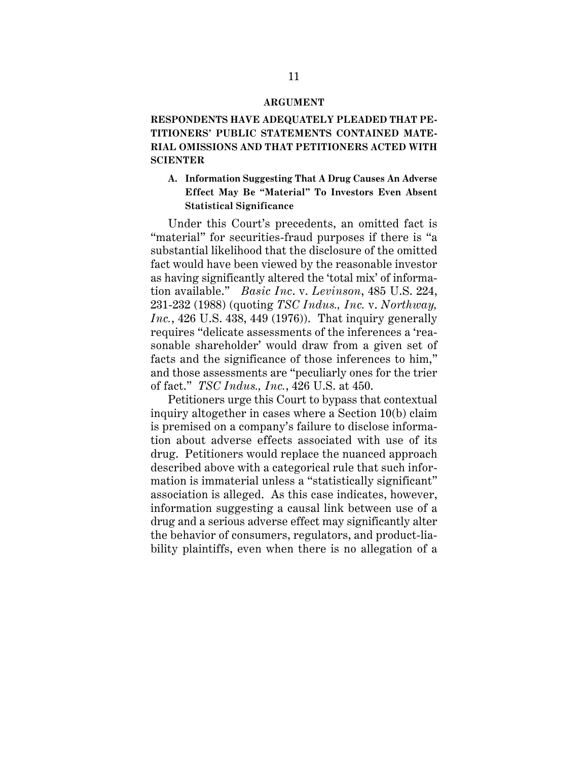## ARGUMENT

### RESPONDENTS HAVE ADEQUATELY PLEADED THAT PETITIONERS' PUBLIC STATEMENTS CONTAINED MATERIAL OMISSIONS AND THAT PETITIONERS ACTED WITH SCIENTER

#### A. Information Suggesting That A Drug Causes An Adverse Effect May Be "Material" To Investors Even Absent Statistical Significance

Under this Court's precedents, an omitted fact is "material" for securities-fraud purposes if there is "a substantial likelihood that the disclosure of the omitted fact would have been viewed by the reasonable investor as having significantly altered the 'total mix' of information available." *Basic Inc*. v. *Levinson*, 485 U.S. 224, 231-232 (1988) (quoting *TSC Indus., Inc.* v. *Northway, Inc.*, 426 U.S. 438, 449 (1976)). That inquiry generally requires "delicate assessments of the inferences a 'reasonable shareholder' would draw from a given set of facts and the significance of those inferences to him," and those assessments are "peculiarly ones for the trier of fact." *TSC Indus., Inc.*, 426 U.S. at 450.

Petitioners urge this Court to bypass that contextual inquiry altogether in cases where a Section 10(b) claim is premised on a company's failure to disclose information about adverse effects associated with use of its drug. Petitioners would replace the nuanced approach described above with a categorical rule that such information is immaterial unless a "statistically significant" association is alleged. As this case indicates, however, information suggesting a causal link between use of a drug and a serious adverse effect may significantly alter the behavior of consumers, regulators, and product-liability plaintiffs, even when there is no allegation of a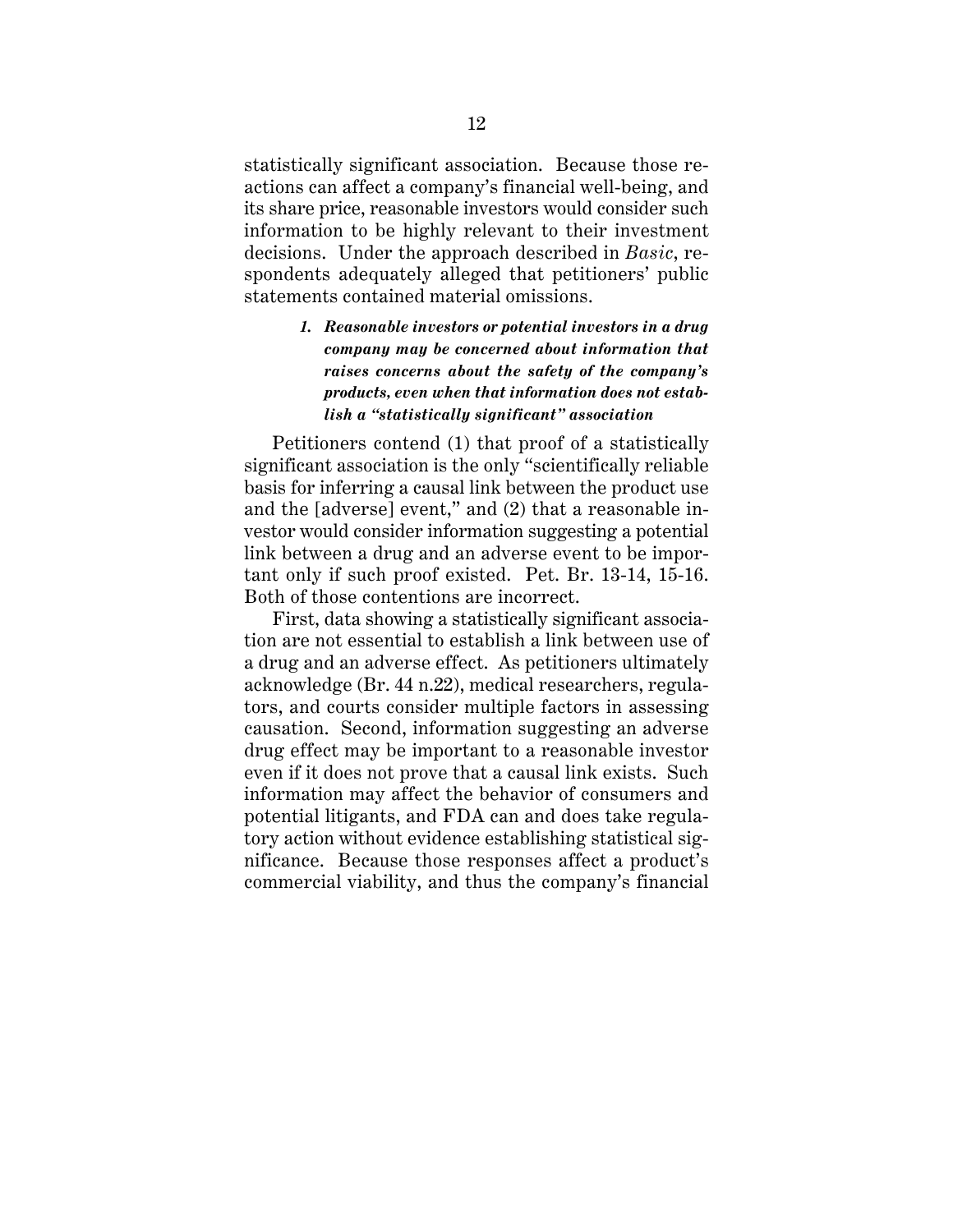statistically significant association. Because those reactions can affect a company's financial well-being, and its share price, reasonable investors would consider such information to be highly relevant to their investment decisions. Under the approach described in *Basic*, respondents adequately alleged that petitioners' public statements contained material omissions.

#### *1. Reasonable investors or potential investors in a drug company may be concerned about information that raises concerns about the safety of the company's products, even when that information does not establish a "statistically significant" association*

Petitioners contend (1) that proof of a statistically significant association is the only "scientifically reliable basis for inferring a causal link between the product use and the [adverse] event," and (2) that a reasonable investor would consider information suggesting a potential link between a drug and an adverse event to be important only if such proof existed. Pet. Br. 13-14, 15-16. Both of those contentions are incorrect.

First, data showing a statistically significant association are not essential to establish a link between use of a drug and an adverse effect. As petitioners ultimately acknowledge (Br. 44 n.22), medical researchers, regulators, and courts consider multiple factors in assessing causation. Second, information suggesting an adverse drug effect may be important to a reasonable investor even if it does not prove that a causal link exists. Such information may affect the behavior of consumers and potential litigants, and FDA can and does take regulatory action without evidence establishing statistical significance. Because those responses affect a product's commercial viability, and thus the company's financial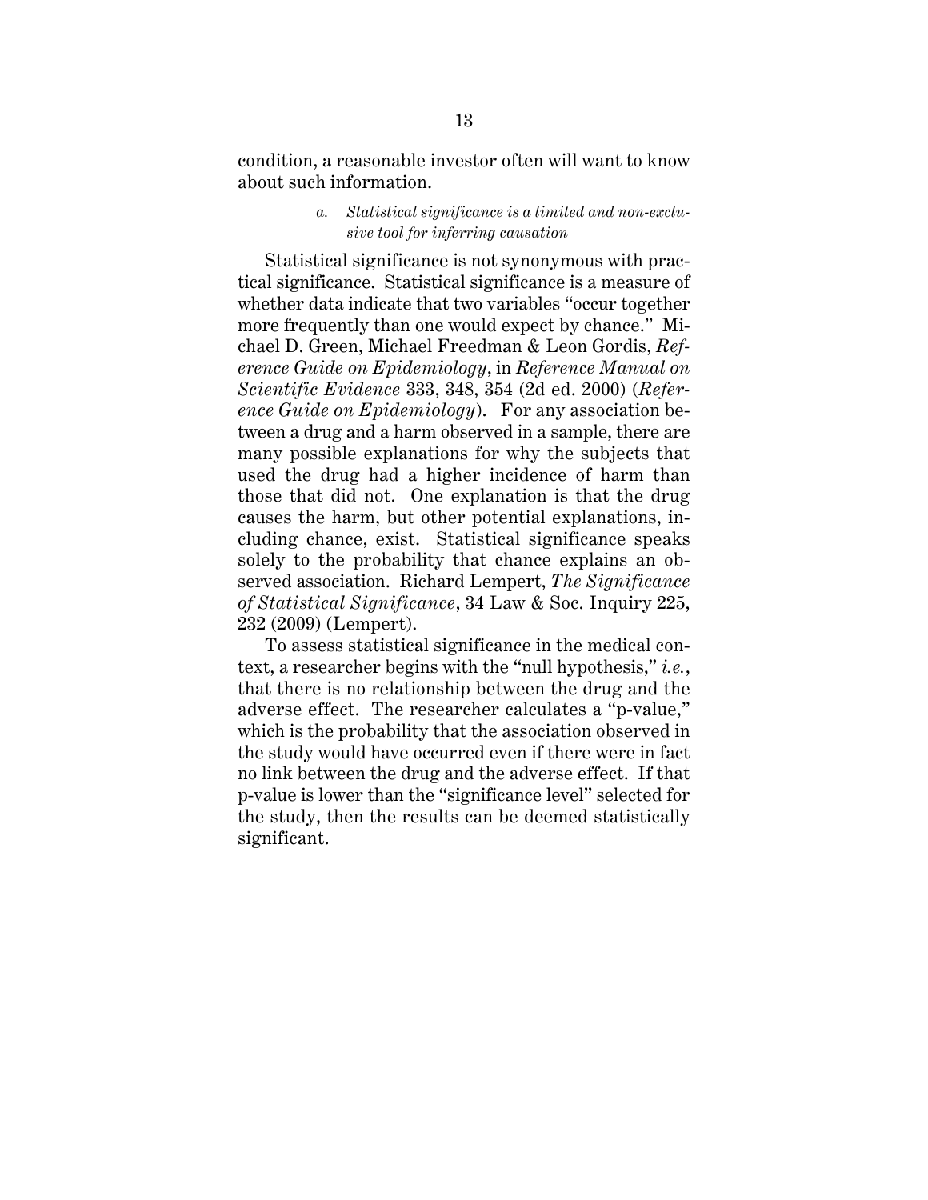condition, a reasonable investor often will want to know about such information.

#### *a. Statistical significance is a limited and non-exclusive tool for inferring causation*

Statistical significance is not synonymous with practical significance. Statistical significance is a measure of whether data indicate that two variables "occur together more frequently than one would expect by chance." Michael D. Green, Michael Freedman & Leon Gordis, *Reference Guide on Epidemiology*, in *Reference Manual on Scientific Evidence* 333, 348, 354 (2d ed. 2000) (*Reference Guide on Epidemiology*). For any association between a drug and a harm observed in a sample, there are many possible explanations for why the subjects that used the drug had a higher incidence of harm than those that did not. One explanation is that the drug causes the harm, but other potential explanations, including chance, exist. Statistical significance speaks solely to the probability that chance explains an observed association. Richard Lempert, *The Significance of Statistical Significance*, 34 Law & Soc. Inquiry 225, 232 (2009) (Lempert).

To assess statistical significance in the medical context, a researcher begins with the "null hypothesis," *i.e.*, that there is no relationship between the drug and the adverse effect. The researcher calculates a "p-value," which is the probability that the association observed in the study would have occurred even if there were in fact no link between the drug and the adverse effect. If that p-value is lower than the "significance level" selected for the study, then the results can be deemed statistically significant.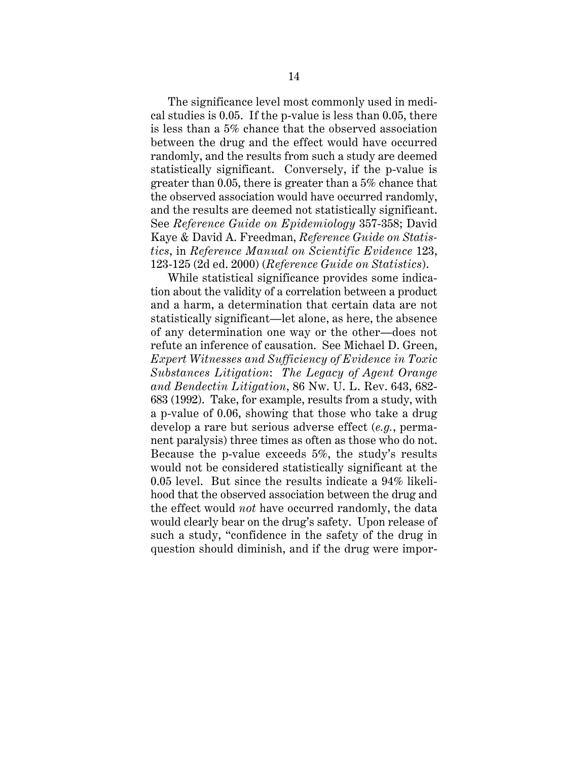The significance level most commonly used in medical studies is 0.05. If the p-value is less than 0.05, there is less than a 5% chance that the observed association between the drug and the effect would have occurred randomly, and the results from such a study are deemed statistically significant. Conversely, if the p-value is greater than 0.05, there is greater than a 5% chance that the observed association would have occurred randomly, and the results are deemed not statistically significant. See *Reference Guide on Epidemiology* 357-358; David Kaye & David A. Freedman, *Reference Guide on Statistics*, in *Reference Manual on Scientific Evidence* 123, 123-125 (2d ed. 2000) (*Reference Guide on Statistics*).

While statistical significance provides some indication about the validity of a correlation between a product and a harm, a determination that certain data are not statistically significant—let alone, as here, the absence of any determination one way or the other—does not refute an inference of causation. See Michael D. Green, *Expert Witnesses and Sufficiency of Evidence in Toxic Substances Litigation*: *The Legacy of Agent Orange and Bendectin Litigation*, 86 Nw. U. L. Rev. 643, 682-683 (1992). Take, for example, results from a study, with a p-value of 0.06, showing that those who take a drug develop a rare but serious adverse effect (*e.g.*, permanent paralysis) three times as often as those who do not. Because the p-value exceeds 5%, the study's results would not be considered statistically significant at the 0.05 level. But since the results indicate a 94% likelihood that the observed association between the drug and the effect would *not* have occurred randomly, the data would clearly bear on the drug's safety. Upon release of such a study, "confidence in the safety of the drug in question should diminish, and if the drug were impor-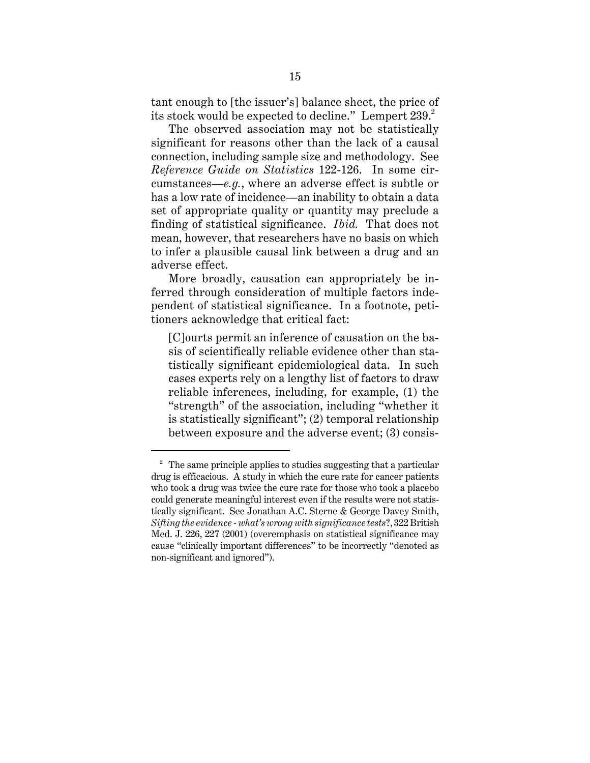tant enough to [the issuer's] balance sheet, the price of its stock would be expected to decline." Lempert 239.[2]

The observed association may not be statistically significant for reasons other than the lack of a causal connection, including sample size and methodology. See *Reference Guide on Statistics* 122-126. In some circumstances—*e.g.*, where an adverse effect is subtle or has a low rate of incidence—an inability to obtain a data set of appropriate quality or quantity may preclude a finding of statistical significance. *Ibid.* That does not mean, however, that researchers have no basis on which to infer a plausible causal link between a drug and an adverse effect.

More broadly, causation can appropriately be inferred through consideration of multiple factors independent of statistical significance. In a footnote, petitioners acknowledge that critical fact:

> [C]ourts permit an inference of causation on the basis of scientifically reliable evidence other than statistically significant epidemiological data. In such cases experts rely on a lengthy list of factors to draw reliable inferences, including, for example, (1) the "strength" of the association, including "whether it is statistically significant"; (2) temporal relationship between exposure and the adverse event; (3) consis-

---

[2] The same principle applies to studies suggesting that a particular drug is efficacious. A study in which the cure rate for cancer patients who took a drug was twice the cure rate for those who took a placebo could generate meaningful interest even if the results were not statistically significant. See Jonathan A.C. Sterne & George Davey Smith, *Sifting the evidence - what's wrong with significance tests*?, 322 British Med. J. 226, 227 (2001) (overemphasis on statistical significance may cause "clinically important differences" to be incorrectly "denoted as non-significant and ignored").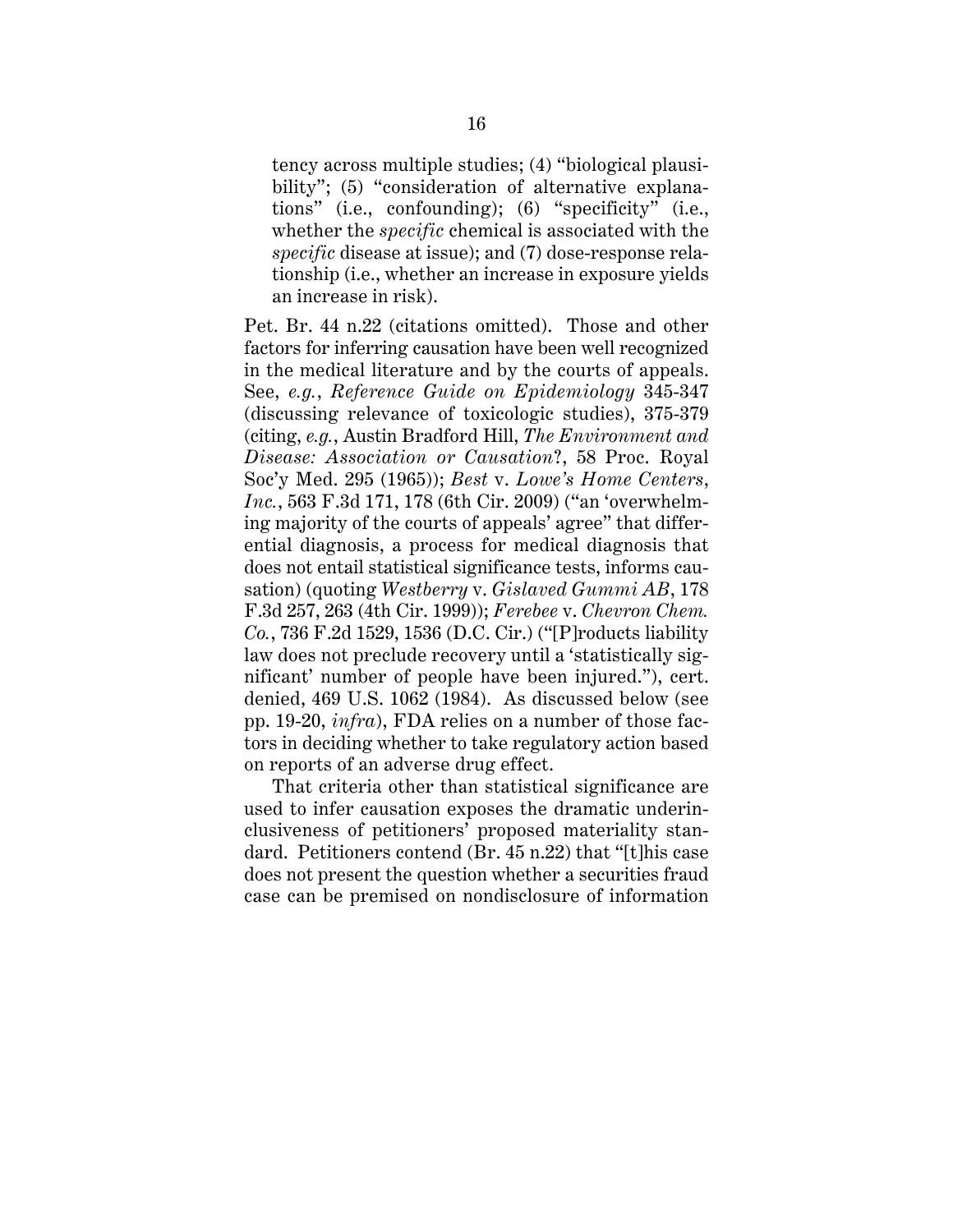> tency across multiple studies; (4) "biological plausibility"; (5) "consideration of alternative explanations" (i.e., confounding); (6) "specificity" (i.e., whether the *specific* chemical is associated with the *specific* disease at issue); and (7) dose-response relationship (i.e., whether an increase in exposure yields an increase in risk).

Pet. Br. 44 n.22 (citations omitted). Those and other factors for inferring causation have been well recognized in the medical literature and by the courts of appeals. See, *e.g.*, *Reference Guide on Epidemiology* 345-347 (discussing relevance of toxicologic studies), 375-379 (citing, *e.g.*, Austin Bradford Hill, *The Environment and Disease: Association or Causation*?, 58 Proc. Royal Soc'y Med. 295 (1965)); *Best* v. *Lowe's Home Centers, Inc.*, 563 F.3d 171, 178 (6th Cir. 2009) ("an 'overwhelming majority of the courts of appeals' agree" that differential diagnosis, a process for medical diagnosis that does not entail statistical significance tests, informs causation) (quoting *Westberry* v. *Gislaved Gummi AB*, 178 F.3d 257, 263 (4th Cir. 1999)); *Ferebee* v. *Chevron Chem. Co.*, 736 F.2d 1529, 1536 (D.C. Cir.) ("[P]roducts liability law does not preclude recovery until a 'statistically significant' number of people have been injured."), cert. denied, 469 U.S. 1062 (1984). As discussed below (see pp. 19-20, *infra*), FDA relies on a number of those factors in deciding whether to take regulatory action based on reports of an adverse drug effect.

That criteria other than statistical significance are used to infer causation exposes the dramatic underinclusiveness of petitioners' proposed materiality standard. Petitioners contend (Br. 45 n.22) that "[t]his case does not present the question whether a securities fraud case can be premised on nondisclosure of information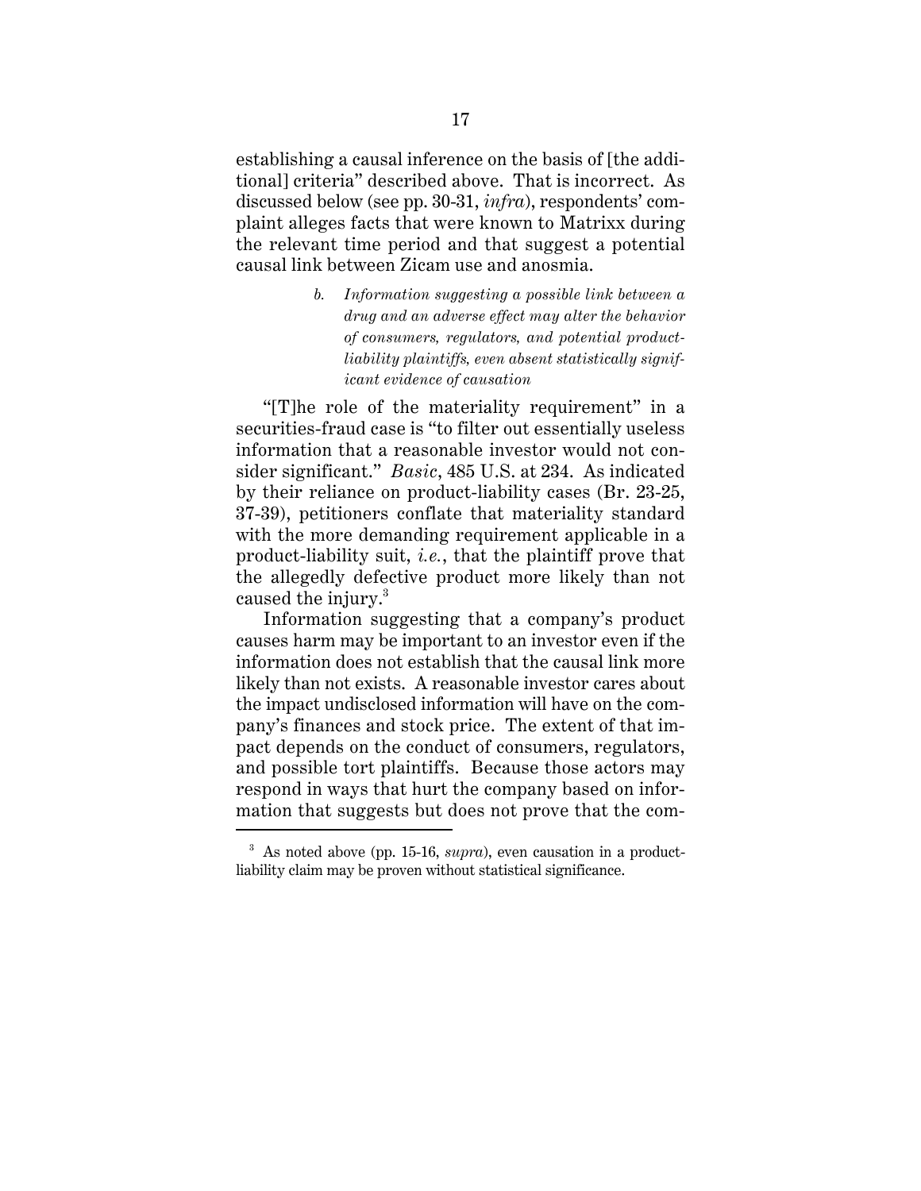establishing a causal inference on the basis of [the additional] criteria" described above. That is incorrect. As discussed below (see pp. 30-31, *infra*), respondents' complaint alleges facts that were known to Matrixx during the relevant time period and that suggest a potential causal link between Zicam use and anosmia.

> *b. Information suggesting a possible link between a drug and an adverse effect may alter the behavior of consumers, regulators, and potential product-liability plaintiffs, even absent statistically significant evidence of causation*

"[T]he role of the materiality requirement" in a securities-fraud case is "to filter out essentially useless information that a reasonable investor would not consider significant." *Basic*, 485 U.S. at 234. As indicated by their reliance on product-liability cases (Br. 23-25, 37-39), petitioners conflate that materiality standard with the more demanding requirement applicable in a product-liability suit, *i.e.*, that the plaintiff prove that the allegedly defective product more likely than not caused the injury.[3]

Information suggesting that a company's product causes harm may be important to an investor even if the information does not establish that the causal link more likely than not exists. A reasonable investor cares about the impact undisclosed information will have on the company's finances and stock price. The extent of that impact depends on the conduct of consumers, regulators, and possible tort plaintiffs. Because those actors may respond in ways that hurt the company based on information that suggests but does not prove that the com-

---

[3] As noted above (pp. 15-16, *supra*), even causation in a product-liability claim may be proven without statistical significance.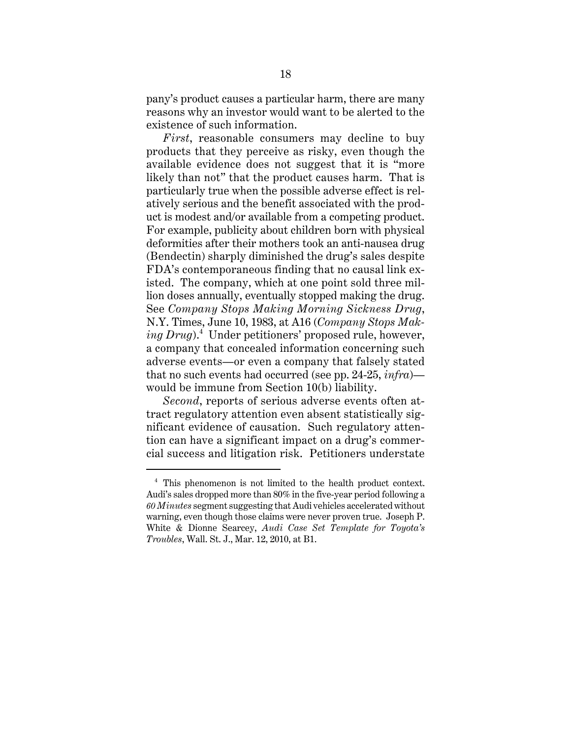pany's product causes a particular harm, there are many reasons why an investor would want to be alerted to the existence of such information.

*First*, reasonable consumers may decline to buy products that they perceive as risky, even though the available evidence does not suggest that it is "more likely than not" that the product causes harm. That is particularly true when the possible adverse effect is relatively serious and the benefit associated with the product is modest and/or available from a competing product. For example, publicity about children born with physical deformities after their mothers took an anti-nausea drug (Bendectin) sharply diminished the drug's sales despite FDA's contemporaneous finding that no causal link existed. The company, which at one point sold three million doses annually, eventually stopped making the drug. See *Company Stops Making Morning Sickness Drug*, N.Y. Times, June 10, 1983, at A16 (*Company Stops Making Drug*).[4] Under petitioners' proposed rule, however, a company that concealed information concerning such adverse events—or even a company that falsely stated that no such events had occurred (see pp. 24-25, *infra*)—would be immune from Section 10(b) liability.

*Second*, reports of serious adverse events often attract regulatory attention even absent statistically significant evidence of causation. Such regulatory attention can have a significant impact on a drug's commercial success and litigation risk. Petitioners understate

---

[4] This phenomenon is not limited to the health product context. Audi's sales dropped more than 80% in the five-year period following a *60 Minutes* segment suggesting that Audi vehicles accelerated without warning, even though those claims were never proven true. Joseph P. White & Dionne Searcey, *Audi Case Set Template for Toyota's Troubles*, Wall. St. J., Mar. 12, 2010, at B1.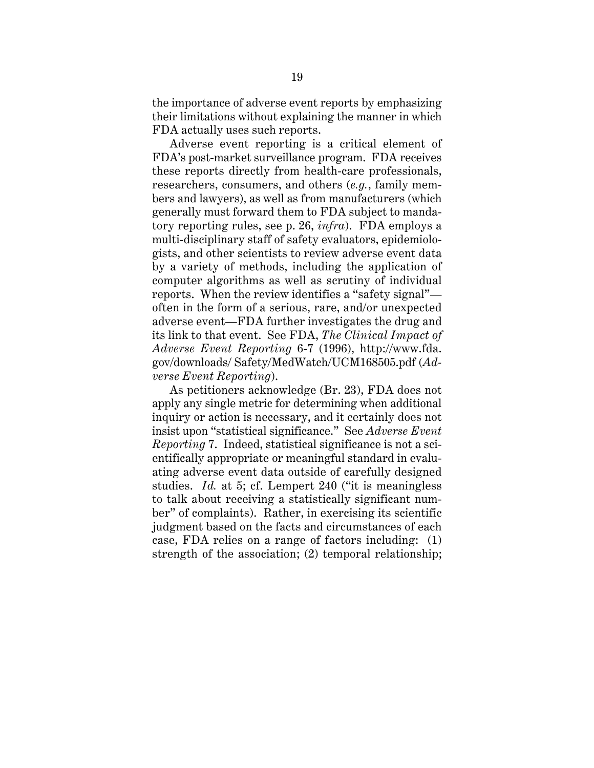the importance of adverse event reports by emphasizing their limitations without explaining the manner in which FDA actually uses such reports.

Adverse event reporting is a critical element of FDA's post-market surveillance program. FDA receives these reports directly from health-care professionals, researchers, consumers, and others (*e.g.*, family members and lawyers), as well as from manufacturers (which generally must forward them to FDA subject to mandatory reporting rules, see p. 26, *infra*). FDA employs a multi-disciplinary staff of safety evaluators, epidemiologists, and other scientists to review adverse event data by a variety of methods, including the application of computer algorithms as well as scrutiny of individual reports. When the review identifies a "safety signal"—often in the form of a serious, rare, and/or unexpected adverse event—FDA further investigates the drug and its link to that event. See FDA, *The Clinical Impact of Adverse Event Reporting* 6-7 (1996), http://www.fda.gov/downloads/ Safety/MedWatch/UCM168505.pdf (*Adverse Event Reporting*).

As petitioners acknowledge (Br. 23), FDA does not apply any single metric for determining when additional inquiry or action is necessary, and it certainly does not insist upon "statistical significance." See *Adverse Event Reporting* 7. Indeed, statistical significance is not a scientifically appropriate or meaningful standard in evaluating adverse event data outside of carefully designed studies. *Id.* at 5; cf. Lempert 240 ("it is meaningless to talk about receiving a statistically significant number" of complaints). Rather, in exercising its scientific judgment based on the facts and circumstances of each case, FDA relies on a range of factors including: (1) strength of the association; (2) temporal relationship;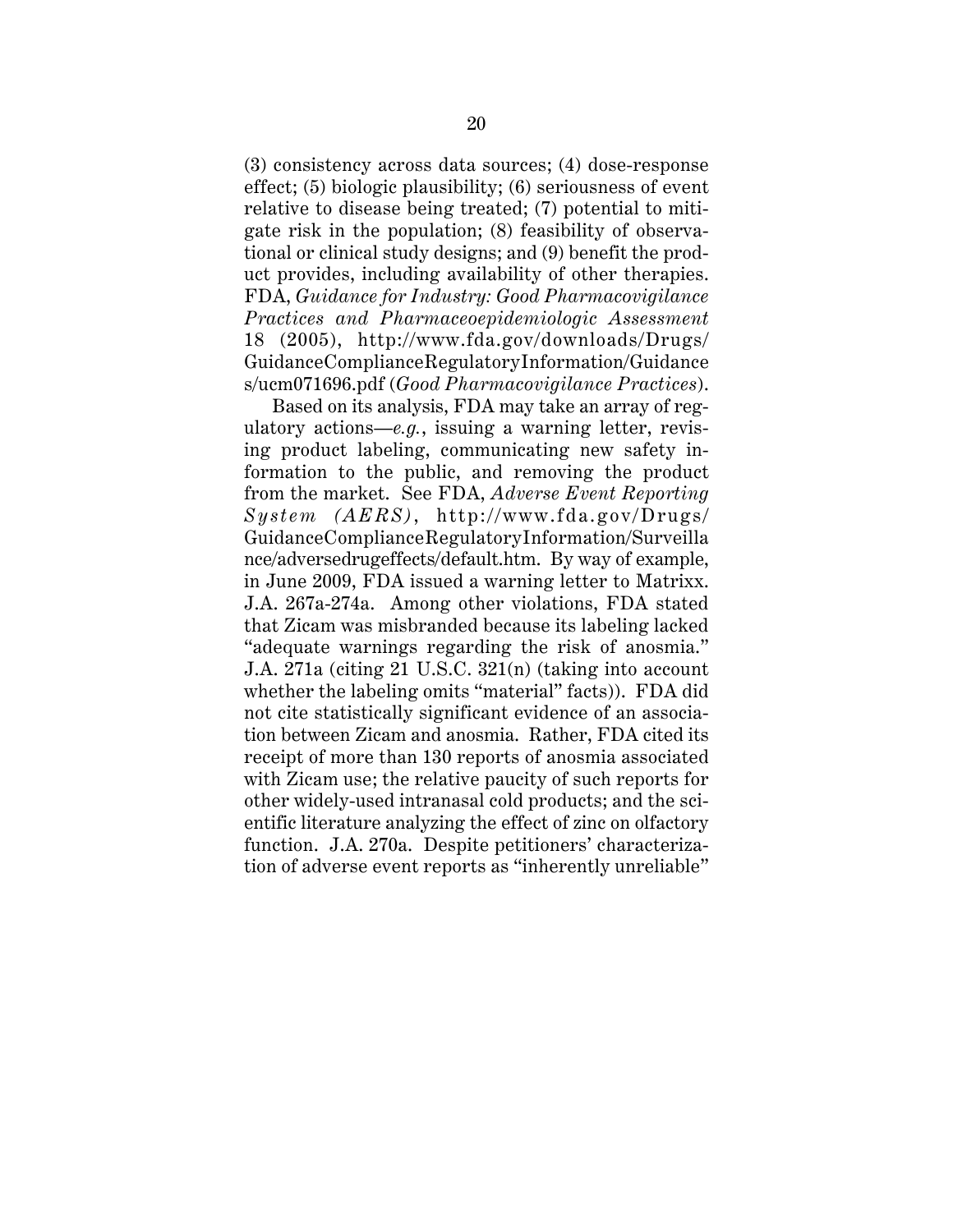(3) consistency across data sources; (4) dose-response effect; (5) biologic plausibility; (6) seriousness of event relative to disease being treated; (7) potential to mitigate risk in the population; (8) feasibility of observational or clinical study designs; and (9) benefit the product provides, including availability of other therapies. FDA, *Guidance for Industry: Good Pharmacovigilance Practices and Pharmaceoepidemiologic Assessment* 18 (2005), http://www.fda.gov/downloads/Drugs/GuidanceComplianceRegulatoryInformation/Guidances/ucm071696.pdf (*Good Pharmacovigilance Practices*).

Based on its analysis, FDA may take an array of regulatory actions—*e.g.*, issuing a warning letter, revising product labeling, communicating new safety information to the public, and removing the product from the market. See FDA, *Adverse Event Reporting System (AERS)*, http://www.fda.gov/Drugs/GuidanceComplianceRegulatoryInformation/Surveillance/adversedrugeffects/default.htm. By way of example, in June 2009, FDA issued a warning letter to Matrixx. J.A. 267a-274a. Among other violations, FDA stated that Zicam was misbranded because its labeling lacked "adequate warnings regarding the risk of anosmia." J.A. 271a (citing 21 U.S.C. 321(n) (taking into account whether the labeling omits "material" facts)). FDA did not cite statistically significant evidence of an association between Zicam and anosmia. Rather, FDA cited its receipt of more than 130 reports of anosmia associated with Zicam use; the relative paucity of such reports for other widely-used intranasal cold products; and the scientific literature analyzing the effect of zinc on olfactory function. J.A. 270a. Despite petitioners' characterization of adverse event reports as "inherently unreliable"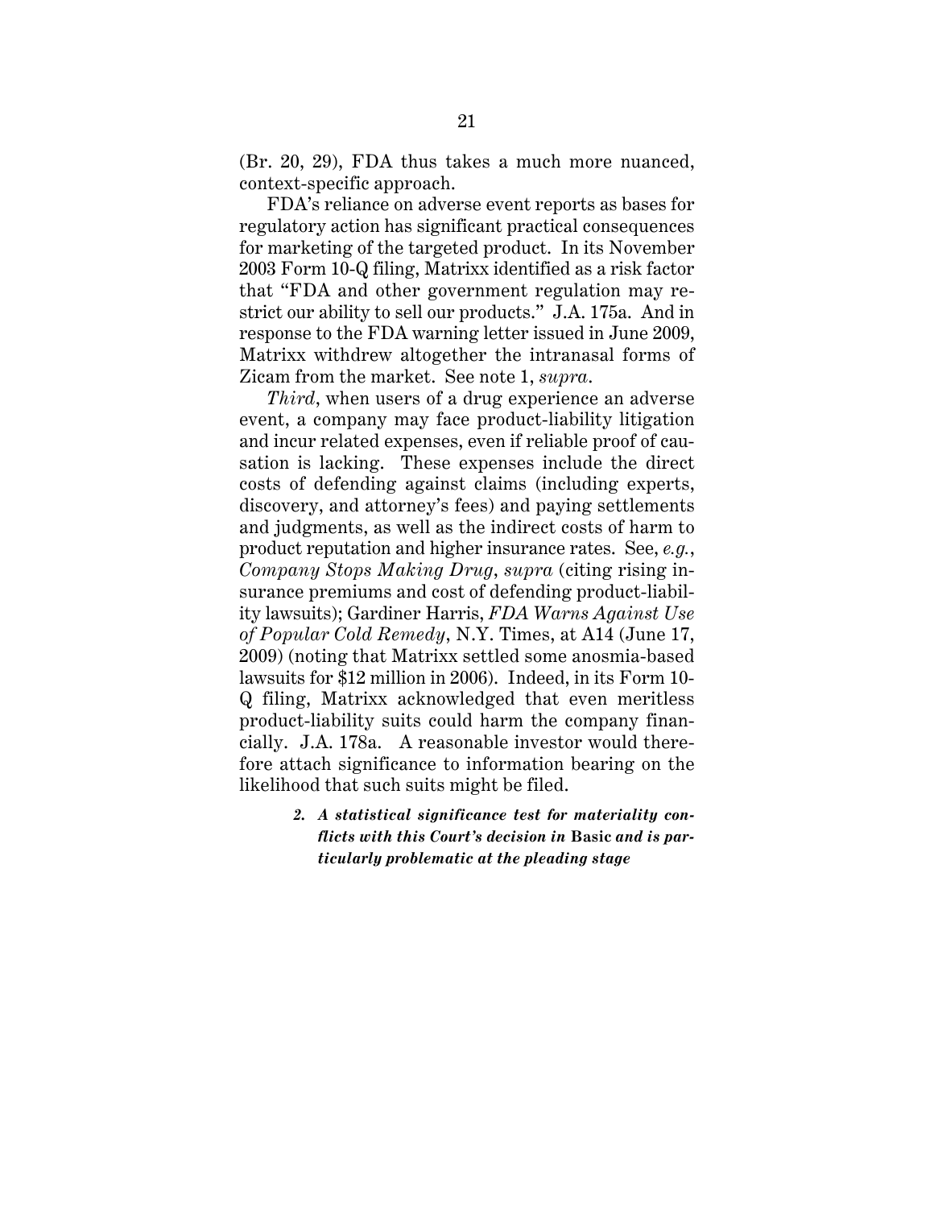(Br. 20, 29), FDA thus takes a much more nuanced, context-specific approach.

FDA's reliance on adverse event reports as bases for regulatory action has significant practical consequences for marketing of the targeted product. In its November 2003 Form 10-Q filing, Matrixx identified as a risk factor that "FDA and other government regulation may restrict our ability to sell our products." J.A. 175a. And in response to the FDA warning letter issued in June 2009, Matrixx withdrew altogether the intranasal forms of Zicam from the market. See note 1, *supra*.

*Third*, when users of a drug experience an adverse event, a company may face product-liability litigation and incur related expenses, even if reliable proof of causation is lacking. These expenses include the direct costs of defending against claims (including experts, discovery, and attorney's fees) and paying settlements and judgments, as well as the indirect costs of harm to product reputation and higher insurance rates. See, *e.g.*, *Company Stops Making Drug*, *supra* (citing rising insurance premiums and cost of defending product-liability lawsuits); Gardiner Harris, *FDA Warns Against Use of Popular Cold Remedy*, N.Y. Times, at A14 (June 17, 2009) (noting that Matrixx settled some anosmia-based lawsuits for $12 million in 2006). Indeed, in its Form 10-Q filing, Matrixx acknowledged that even meritless product-liability suits could harm the company financially. J.A. 178a. A reasonable investor would therefore attach significance to information bearing on the likelihood that such suits might be filed.

> ***2. A statistical significance test for materiality conflicts with this Court's decision in* Basic *and is particularly problematic at the pleading stage***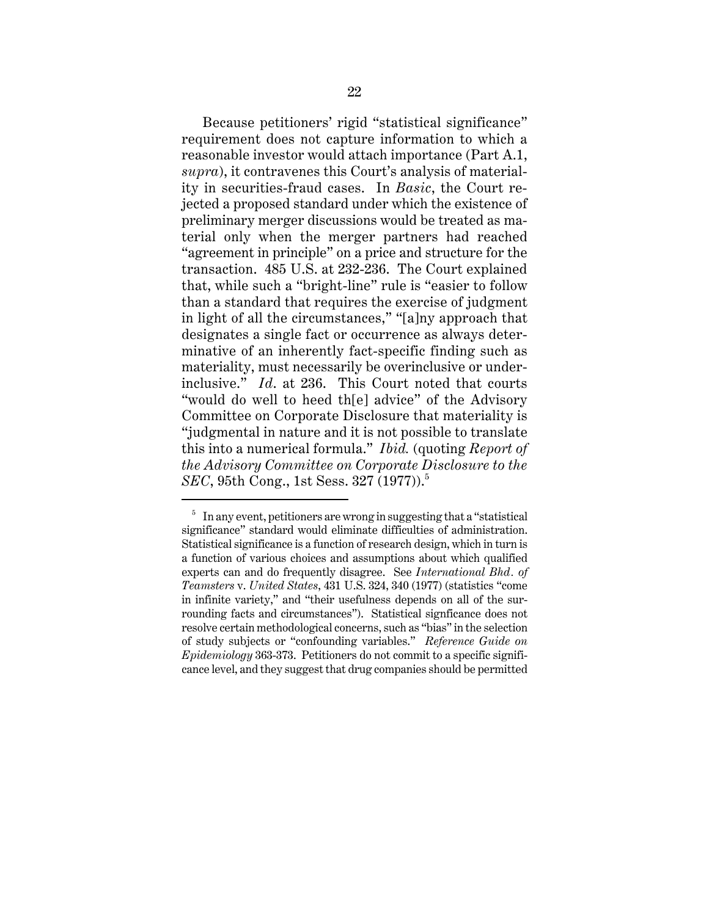Because petitioners' rigid "statistical significance" requirement does not capture information to which a reasonable investor would attach importance (Part A.1, *supra*), it contravenes this Court's analysis of materiality in securities-fraud cases. In *Basic*, the Court rejected a proposed standard under which the existence of preliminary merger discussions would be treated as material only when the merger partners had reached "agreement in principle" on a price and structure for the transaction. 485 U.S. at 232-236. The Court explained that, while such a "bright-line" rule is "easier to follow than a standard that requires the exercise of judgment in light of all the circumstances," "[a]ny approach that designates a single fact or occurrence as always determinative of an inherently fact-specific finding such as materiality, must necessarily be overinclusive or underinclusive." *Id*. at 236. This Court noted that courts "would do well to heed th[e] advice" of the Advisory Committee on Corporate Disclosure that materiality is "judgmental in nature and it is not possible to translate this into a numerical formula." *Ibid.* (quoting *Report of the Advisory Committee on Corporate Disclosure to the SEC*, 95th Cong., 1st Sess. 327 (1977)).[5]

---

[5] In any event, petitioners are wrong in suggesting that a "statistical significance" standard would eliminate difficulties of administration. Statistical significance is a function of research design, which in turn is a function of various choices and assumptions about which qualified experts can and do frequently disagree. See *International Bhd. of Teamsters* v. *United States*, 431 U.S. 324, 340 (1977) (statistics "come in infinite variety," and "their usefulness depends on all of the surrounding facts and circumstances"). Statistical signficance does not resolve certain methodological concerns, such as "bias" in the selection of study subjects or "confounding variables." *Reference Guide on Epidemiology* 363-373. Petitioners do not commit to a specific significance level, and they suggest that drug companies should be permitted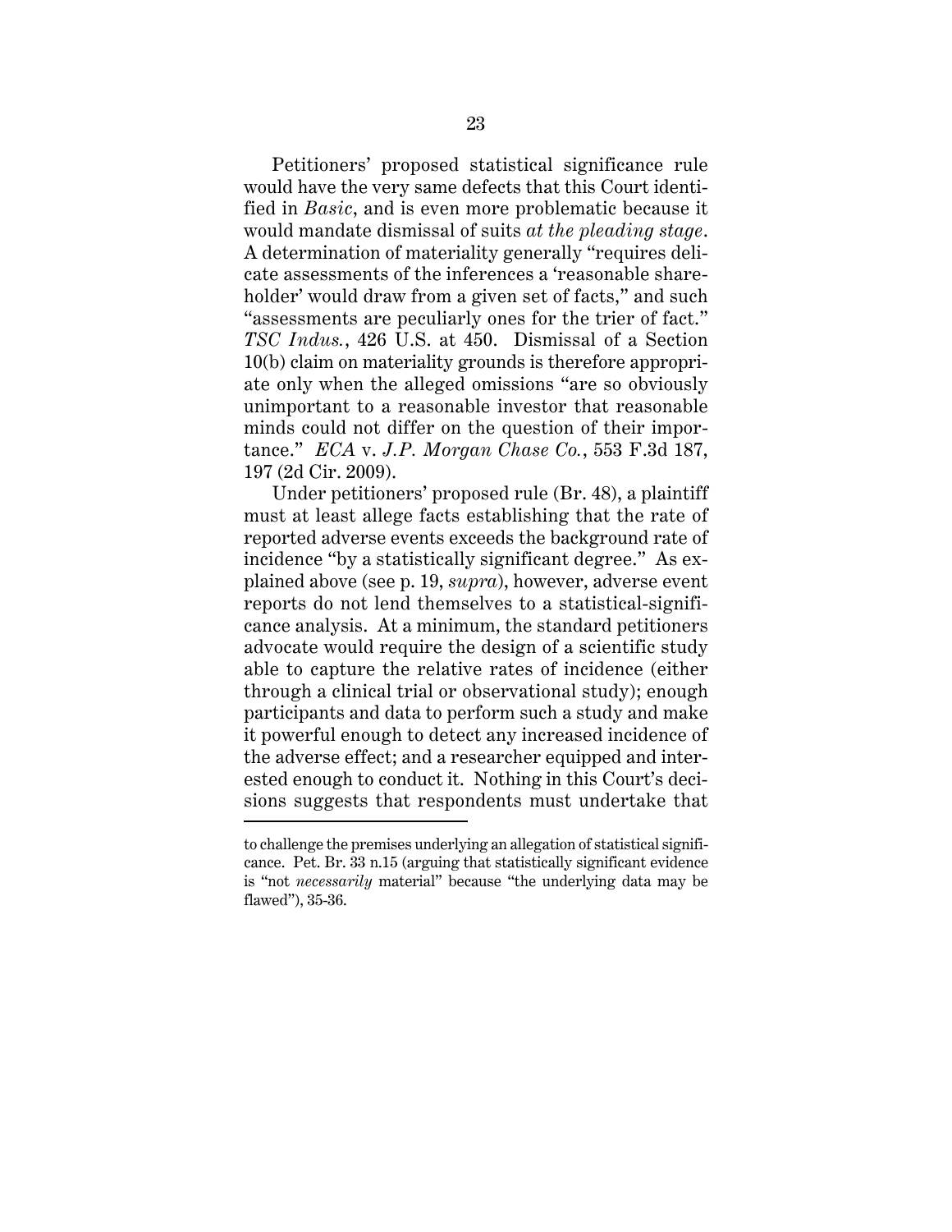Petitioners' proposed statistical significance rule would have the very same defects that this Court identified in *Basic*, and is even more problematic because it would mandate dismissal of suits *at the pleading stage*. A determination of materiality generally "requires delicate assessments of the inferences a 'reasonable shareholder' would draw from a given set of facts," and such "assessments are peculiarly ones for the trier of fact." *TSC Indus.*, 426 U.S. at 450. Dismissal of a Section 10(b) claim on materiality grounds is therefore appropriate only when the alleged omissions "are so obviously unimportant to a reasonable investor that reasonable minds could not differ on the question of their importance." *ECA* v. *J.P. Morgan Chase Co.*, 553 F.3d 187, 197 (2d Cir. 2009).

Under petitioners' proposed rule (Br. 48), a plaintiff must at least allege facts establishing that the rate of reported adverse events exceeds the background rate of incidence "by a statistically significant degree." As explained above (see p. 19, *supra*), however, adverse event reports do not lend themselves to a statistical-significance analysis. At a minimum, the standard petitioners advocate would require the design of a scientific study able to capture the relative rates of incidence (either through a clinical trial or observational study); enough participants and data to perform such a study and make it powerful enough to detect any increased incidence of the adverse effect; and a researcher equipped and interested enough to conduct it. Nothing in this Court's decisions suggests that respondents must undertake that

---

to challenge the premises underlying an allegation of statistical significance. Pet. Br. 33 n.15 (arguing that statistically significant evidence is "not *necessarily* material" because "the underlying data may be flawed"), 35-36.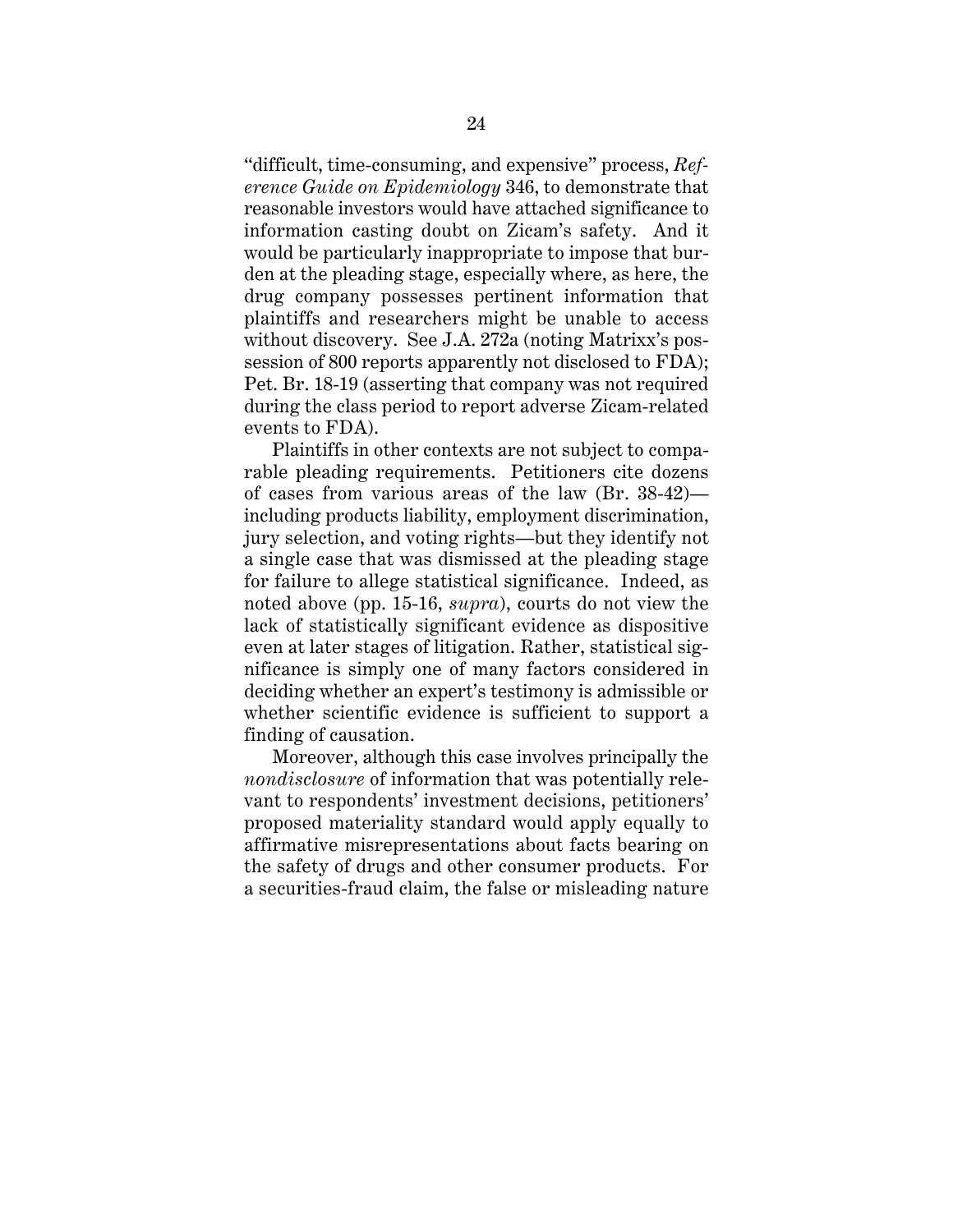"difficult, time-consuming, and expensive" process, *Reference Guide on Epidemiology* 346, to demonstrate that reasonable investors would have attached significance to information casting doubt on Zicam's safety. And it would be particularly inappropriate to impose that burden at the pleading stage, especially where, as here, the drug company possesses pertinent information that plaintiffs and researchers might be unable to access without discovery. See J.A. 272a (noting Matrixx's possession of 800 reports apparently not disclosed to FDA); Pet. Br. 18-19 (asserting that company was not required during the class period to report adverse Zicam-related events to FDA).

Plaintiffs in other contexts are not subject to comparable pleading requirements. Petitioners cite dozens of cases from various areas of the law (Br. 38-42)—including products liability, employment discrimination, jury selection, and voting rights—but they identify not a single case that was dismissed at the pleading stage for failure to allege statistical significance. Indeed, as noted above (pp. 15-16, *supra*), courts do not view the lack of statistically significant evidence as dispositive even at later stages of litigation. Rather, statistical significance is simply one of many factors considered in deciding whether an expert's testimony is admissible or whether scientific evidence is sufficient to support a finding of causation.

Moreover, although this case involves principally the *nondisclosure* of information that was potentially relevant to respondents' investment decisions, petitioners' proposed materiality standard would apply equally to affirmative misrepresentations about facts bearing on the safety of drugs and other consumer products. For a securities-fraud claim, the false or misleading nature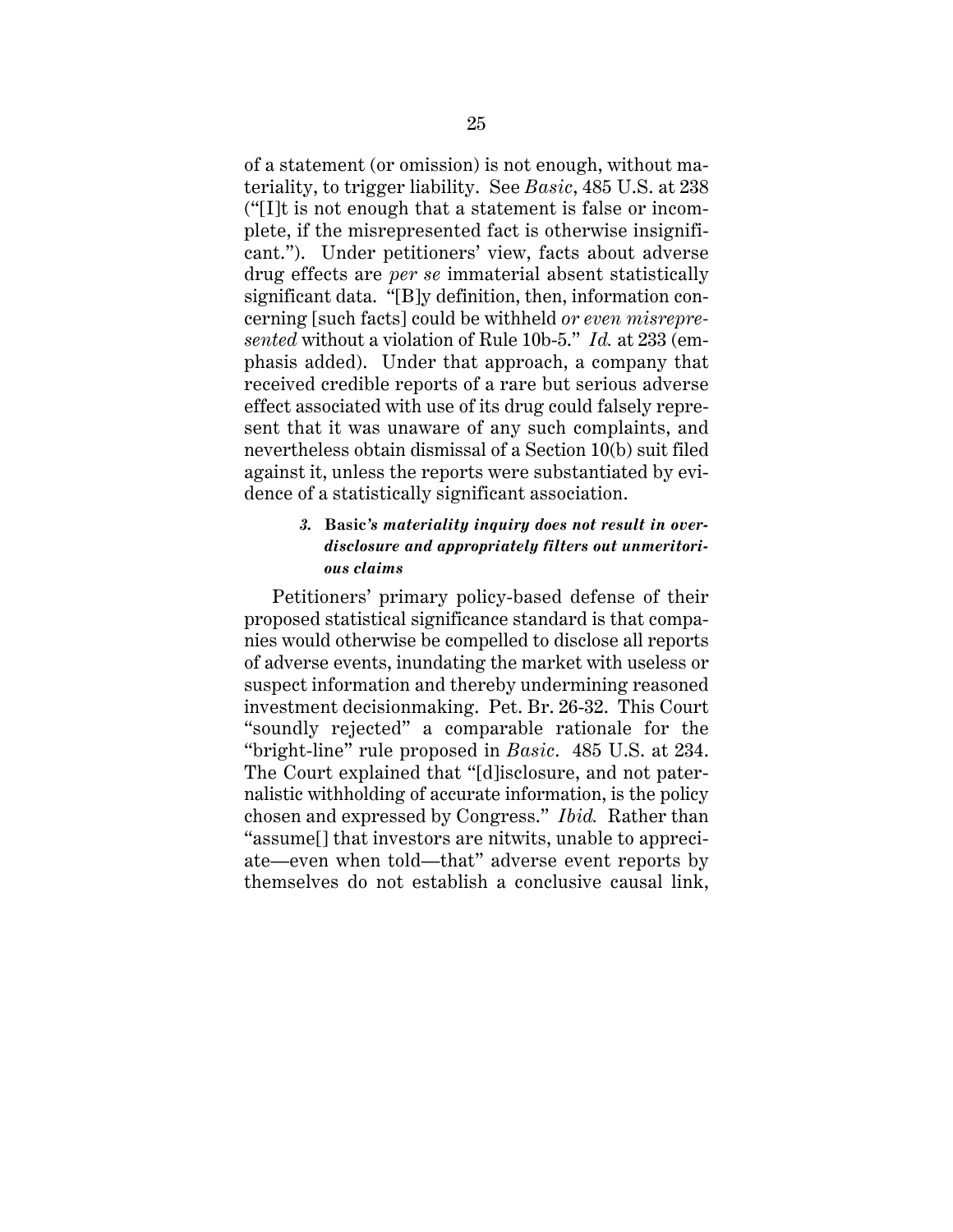of a statement (or omission) is not enough, without materiality, to trigger liability. See *Basic*, 485 U.S. at 238 ("[I]t is not enough that a statement is false or incomplete, if the misrepresented fact is otherwise insignificant."). Under petitioners' view, facts about adverse drug effects are *per se* immaterial absent statistically significant data. "[B]y definition, then, information concerning [such facts] could be withheld *or even misrepresented* without a violation of Rule 10b-5." *Id.* at 233 (emphasis added). Under that approach, a company that received credible reports of a rare but serious adverse effect associated with use of its drug could falsely represent that it was unaware of any such complaints, and nevertheless obtain dismissal of a Section 10(b) suit filed against it, unless the reports were substantiated by evidence of a statistically significant association.

##### *3.* **Basic***'s materiality inquiry does not result in overdisclosure and appropriately filters out unmeritorious claims*

Petitioners' primary policy-based defense of their proposed statistical significance standard is that companies would otherwise be compelled to disclose all reports of adverse events, inundating the market with useless or suspect information and thereby undermining reasoned investment decisionmaking. Pet. Br. 26-32. This Court "soundly rejected" a comparable rationale for the "bright-line" rule proposed in *Basic*. 485 U.S. at 234. The Court explained that "[d]isclosure, and not paternalistic withholding of accurate information, is the policy chosen and expressed by Congress." *Ibid.* Rather than "assume[] that investors are nitwits, unable to appreciate—even when told—that" adverse event reports by themselves do not establish a conclusive causal link,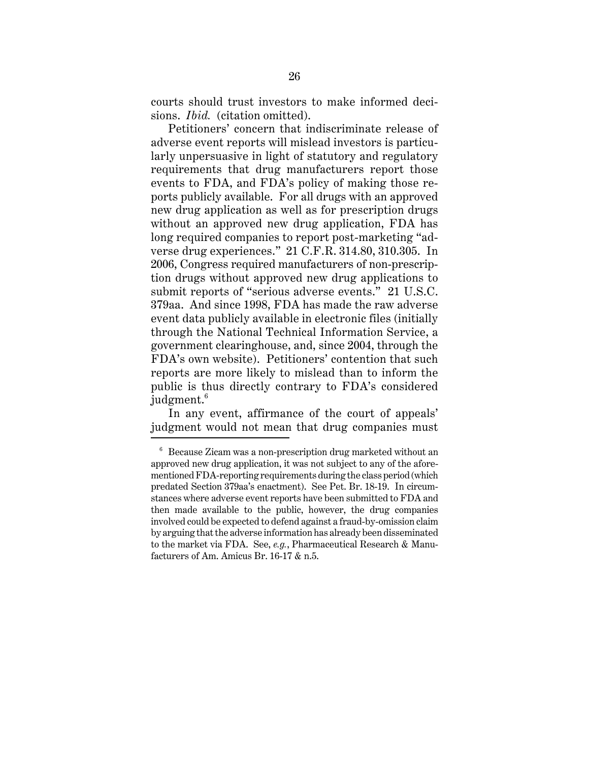courts should trust investors to make informed decisions. *Ibid.* (citation omitted).

Petitioners' concern that indiscriminate release of adverse event reports will mislead investors is particularly unpersuasive in light of statutory and regulatory requirements that drug manufacturers report those events to FDA, and FDA's policy of making those reports publicly available. For all drugs with an approved new drug application as well as for prescription drugs without an approved new drug application, FDA has long required companies to report post-marketing "adverse drug experiences." 21 C.F.R. 314.80, 310.305. In 2006, Congress required manufacturers of non-prescription drugs without approved new drug applications to submit reports of "serious adverse events." 21 U.S.C. 379aa. And since 1998, FDA has made the raw adverse event data publicly available in electronic files (initially through the National Technical Information Service, a government clearinghouse, and, since 2004, through the FDA's own website). Petitioners' contention that such reports are more likely to mislead than to inform the public is thus directly contrary to FDA's considered judgment.[6]

In any event, affirmance of the court of appeals' judgment would not mean that drug companies must

---

[6] Because Zicam was a non-prescription drug marketed without an approved new drug application, it was not subject to any of the aforementioned FDA-reporting requirements during the class period (which predated Section 379aa's enactment). See Pet. Br. 18-19. In circumstances where adverse event reports have been submitted to FDA and then made available to the public, however, the drug companies involved could be expected to defend against a fraud-by-omission claim by arguing that the adverse information has already been disseminated to the market via FDA. See, *e.g.*, Pharmaceutical Research & Manufacturers of Am. Amicus Br. 16-17 & n.5.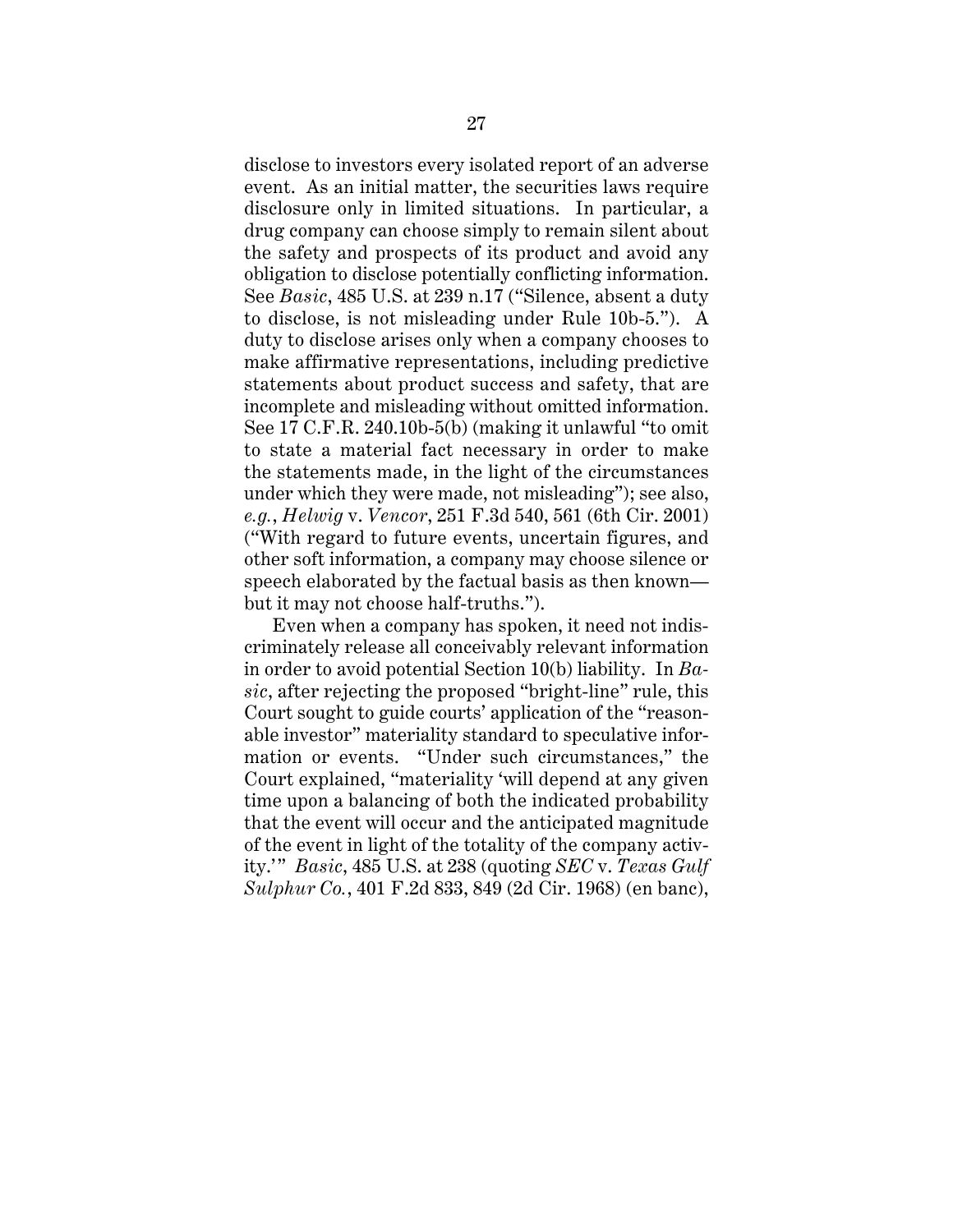disclose to investors every isolated report of an adverse event. As an initial matter, the securities laws require disclosure only in limited situations. In particular, a drug company can choose simply to remain silent about the safety and prospects of its product and avoid any obligation to disclose potentially conflicting information. See *Basic*, 485 U.S. at 239 n.17 ("Silence, absent a duty to disclose, is not misleading under Rule 10b-5."). A duty to disclose arises only when a company chooses to make affirmative representations, including predictive statements about product success and safety, that are incomplete and misleading without omitted information. See 17 C.F.R. 240.10b-5(b) (making it unlawful "to omit to state a material fact necessary in order to make the statements made, in the light of the circumstances under which they were made, not misleading"); see also, *e.g.*, *Helwig* v. *Vencor*, 251 F.3d 540, 561 (6th Cir. 2001) ("With regard to future events, uncertain figures, and other soft information, a company may choose silence or speech elaborated by the factual basis as then known—but it may not choose half-truths.").

Even when a company has spoken, it need not indiscriminately release all conceivably relevant information in order to avoid potential Section 10(b) liability. In *Basic*, after rejecting the proposed "bright-line" rule, this Court sought to guide courts' application of the "reasonable investor" materiality standard to speculative information or events. "Under such circumstances," the Court explained, "materiality 'will depend at any given time upon a balancing of both the indicated probability that the event will occur and the anticipated magnitude of the event in light of the totality of the company activity.'" *Basic*, 485 U.S. at 238 (quoting *SEC* v. *Texas Gulf Sulphur Co.*, 401 F.2d 833, 849 (2d Cir. 1968) (en banc),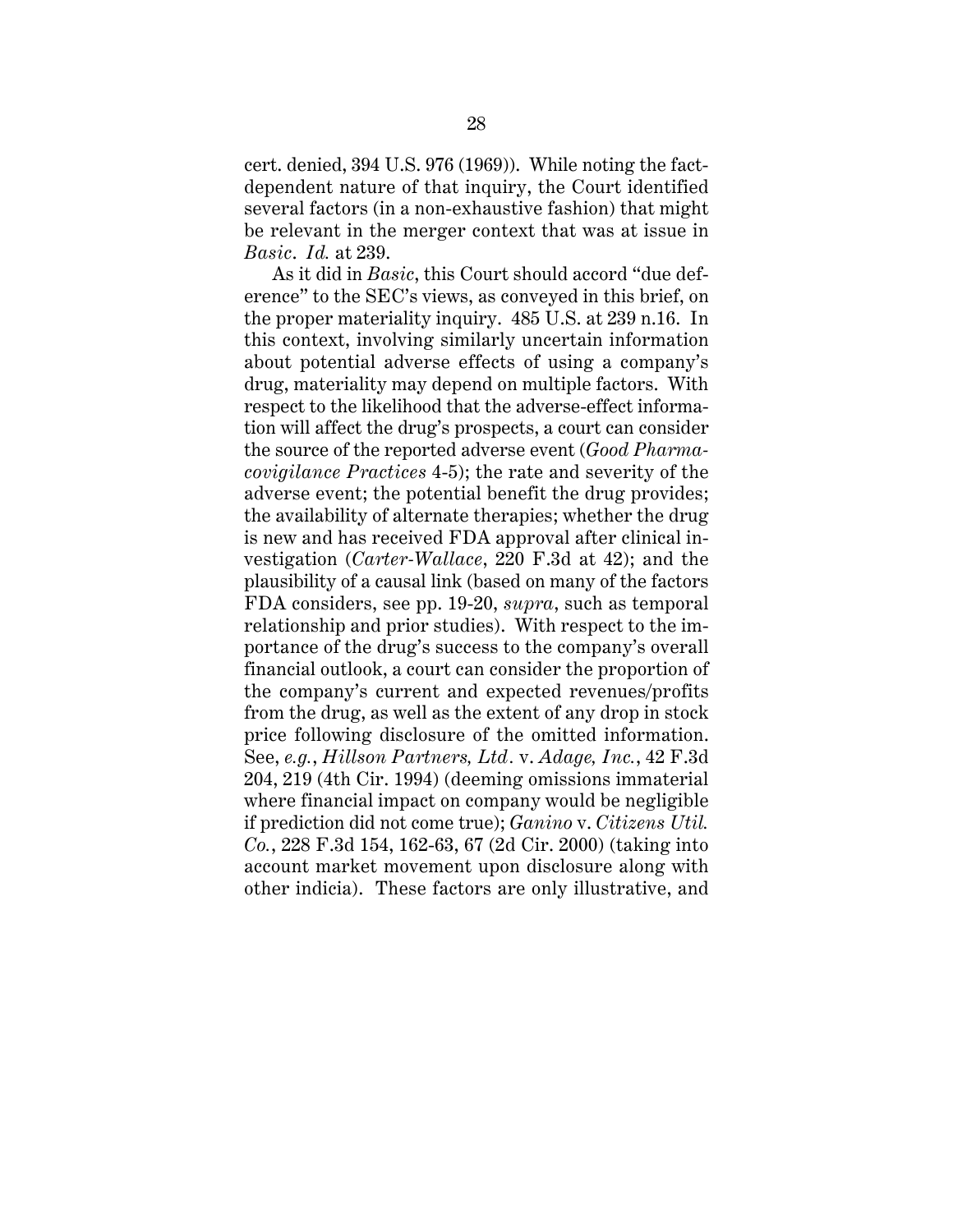cert. denied, 394 U.S. 976 (1969)). While noting the fact-dependent nature of that inquiry, the Court identified several factors (in a non-exhaustive fashion) that might be relevant in the merger context that was at issue in *Basic*. *Id.* at 239.

As it did in *Basic*, this Court should accord "due deference" to the SEC's views, as conveyed in this brief, on the proper materiality inquiry. 485 U.S. at 239 n.16. In this context, involving similarly uncertain information about potential adverse effects of using a company's drug, materiality may depend on multiple factors. With respect to the likelihood that the adverse-effect information will affect the drug's prospects, a court can consider the source of the reported adverse event (*Good Pharmacovigilance Practices* 4-5); the rate and severity of the adverse event; the potential benefit the drug provides; the availability of alternate therapies; whether the drug is new and has received FDA approval after clinical investigation (*Carter-Wallace*, 220 F.3d at 42); and the plausibility of a causal link (based on many of the factors FDA considers, see pp. 19-20, *supra*, such as temporal relationship and prior studies). With respect to the importance of the drug's success to the company's overall financial outlook, a court can consider the proportion of the company's current and expected revenues/profits from the drug, as well as the extent of any drop in stock price following disclosure of the omitted information. See, *e.g.*, *Hillson Partners, Ltd.* v. *Adage, Inc.*, 42 F.3d 204, 219 (4th Cir. 1994) (deeming omissions immaterial where financial impact on company would be negligible if prediction did not come true); *Ganino* v. *Citizens Util. Co.*, 228 F.3d 154, 162-63, 67 (2d Cir. 2000) (taking into account market movement upon disclosure along with other indicia). These factors are only illustrative, and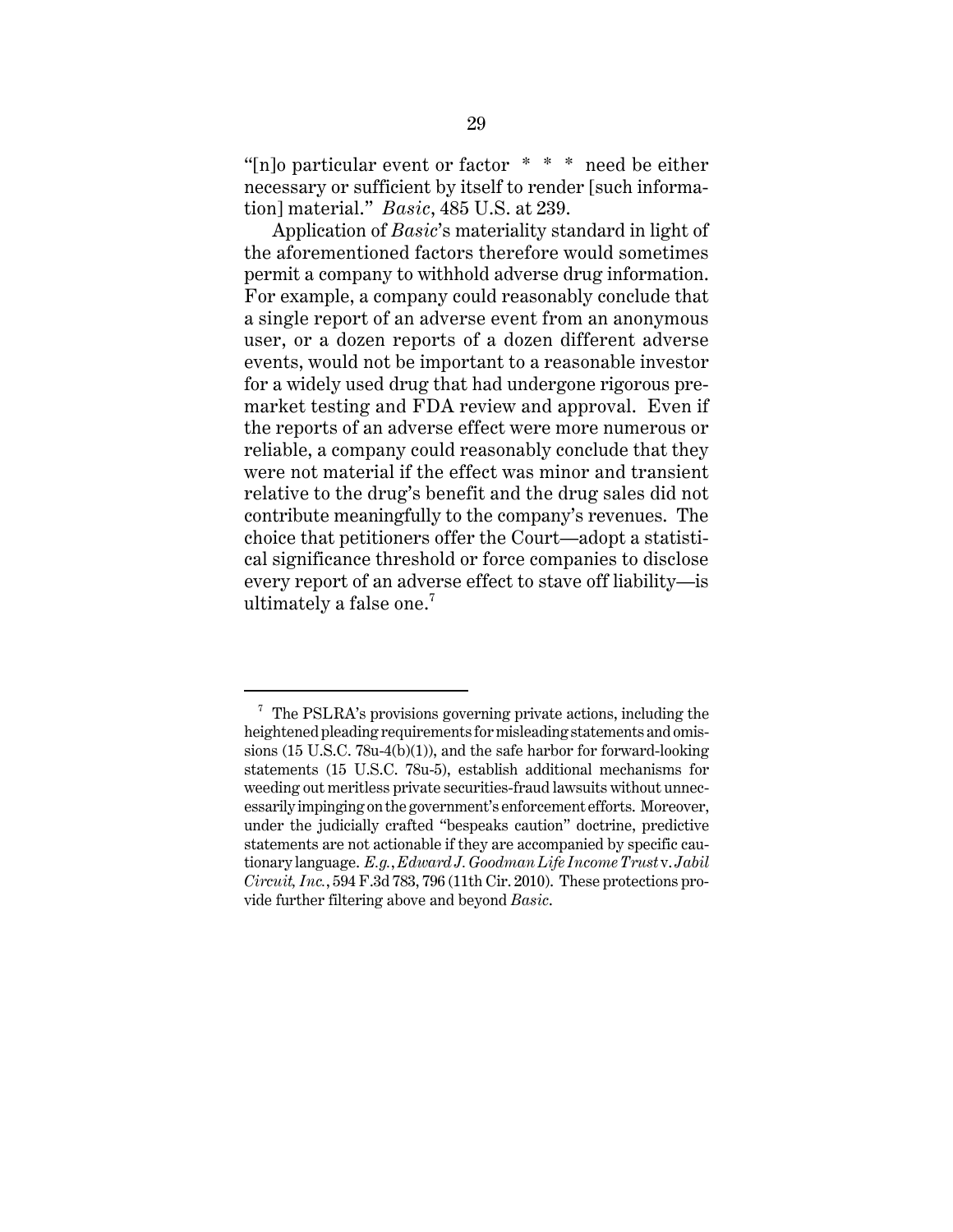"[n]o particular event or factor * * * need be either necessary or sufficient by itself to render [such information] material." *Basic*, 485 U.S. at 239.

Application of *Basic*'s materiality standard in light of the aforementioned factors therefore would sometimes permit a company to withhold adverse drug information. For example, a company could reasonably conclude that a single report of an adverse event from an anonymous user, or a dozen reports of a dozen different adverse events, would not be important to a reasonable investor for a widely used drug that had undergone rigorous premarket testing and FDA review and approval. Even if the reports of an adverse effect were more numerous or reliable, a company could reasonably conclude that they were not material if the effect was minor and transient relative to the drug's benefit and the drug sales did not contribute meaningfully to the company's revenues. The choice that petitioners offer the Court—adopt a statistical significance threshold or force companies to disclose every report of an adverse effect to stave off liability—is ultimately a false one.[7]

---

[7] The PSLRA's provisions governing private actions, including the heightened pleading requirements for misleading statements and omissions (15 U.S.C. 78u-4(b)(1)), and the safe harbor for forward-looking statements (15 U.S.C. 78u-5), establish additional mechanisms for weeding out meritless private securities-fraud lawsuits without unnecessarily impinging on the government's enforcement efforts. Moreover, under the judicially crafted "bespeaks caution" doctrine, predictive statements are not actionable if they are accompanied by specific cautionary language. *E.g.*, *Edward J. Goodman Life Income Trust* v. *Jabil Circuit, Inc.*, 594 F.3d 783, 796 (11th Cir. 2010). These protections provide further filtering above and beyond *Basic*.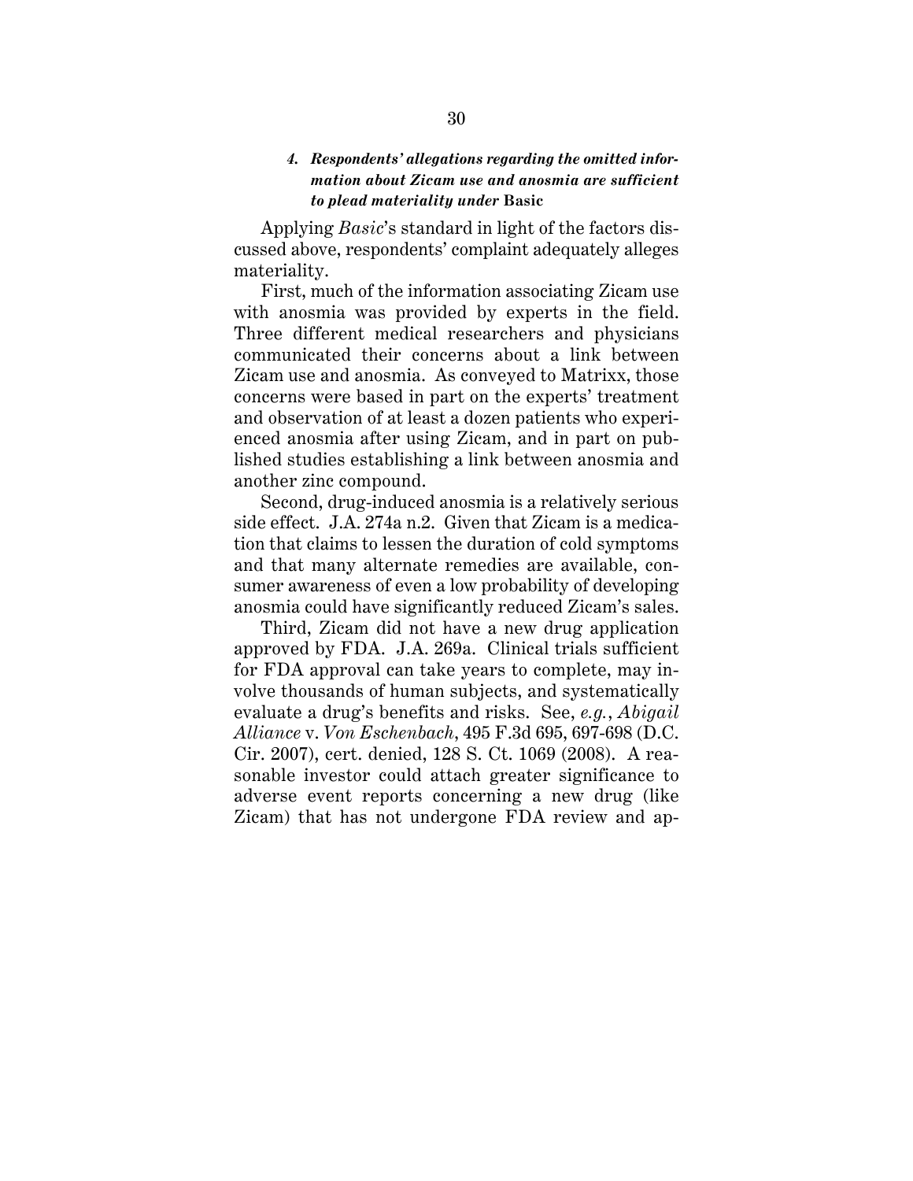#### 4. *Respondents' allegations regarding the omitted information about Zicam use and anosmia are sufficient to plead materiality under* **Basic**

Applying *Basic*'s standard in light of the factors discussed above, respondents' complaint adequately alleges materiality.

First, much of the information associating Zicam use with anosmia was provided by experts in the field. Three different medical researchers and physicians communicated their concerns about a link between Zicam use and anosmia. As conveyed to Matrixx, those concerns were based in part on the experts' treatment and observation of at least a dozen patients who experienced anosmia after using Zicam, and in part on published studies establishing a link between anosmia and another zinc compound.

Second, drug-induced anosmia is a relatively serious side effect. J.A. 274a n.2. Given that Zicam is a medication that claims to lessen the duration of cold symptoms and that many alternate remedies are available, consumer awareness of even a low probability of developing anosmia could have significantly reduced Zicam's sales.

Third, Zicam did not have a new drug application approved by FDA. J.A. 269a. Clinical trials sufficient for FDA approval can take years to complete, may involve thousands of human subjects, and systematically evaluate a drug's benefits and risks. See, *e.g.*, *Abigail Alliance* v. *Von Eschenbach*, 495 F.3d 695, 697-698 (D.C. Cir. 2007), cert. denied, 128 S. Ct. 1069 (2008). A reasonable investor could attach greater significance to adverse event reports concerning a new drug (like Zicam) that has not undergone FDA review and ap-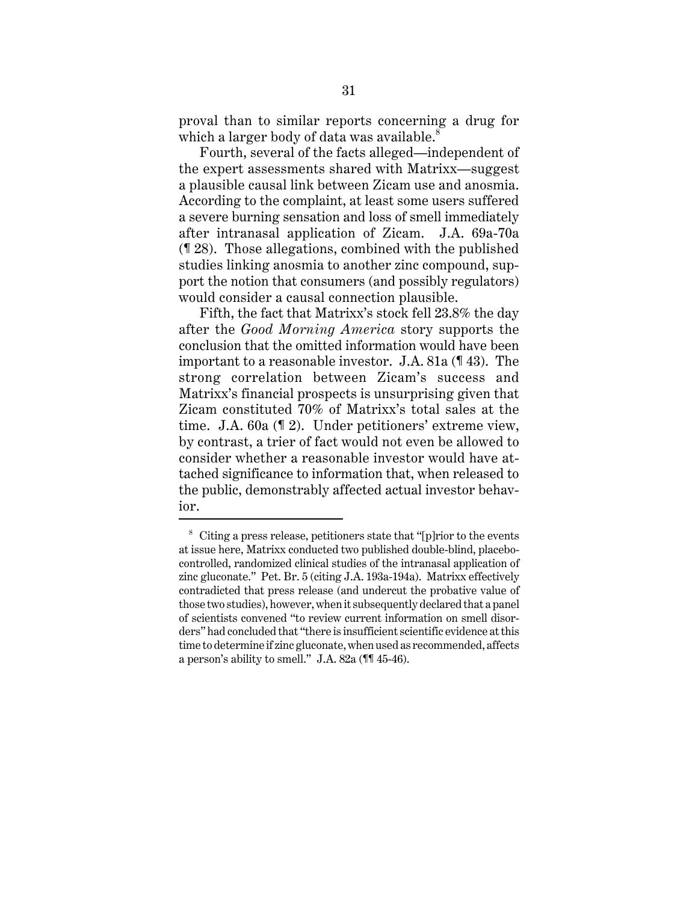proval than to similar reports concerning a drug for which a larger body of data was available.[8]

Fourth, several of the facts alleged—independent of the expert assessments shared with Matrixx—suggest a plausible causal link between Zicam use and anosmia. According to the complaint, at least some users suffered a severe burning sensation and loss of smell immediately after intranasal application of Zicam. J.A. 69a-70a (¶ 28). Those allegations, combined with the published studies linking anosmia to another zinc compound, support the notion that consumers (and possibly regulators) would consider a causal connection plausible.

Fifth, the fact that Matrixx's stock fell 23.8% the day after the *Good Morning America* story supports the conclusion that the omitted information would have been important to a reasonable investor. J.A. 81a (¶ 43). The strong correlation between Zicam's success and Matrixx's financial prospects is unsurprising given that Zicam constituted 70% of Matrixx's total sales at the time. J.A. 60a (¶ 2). Under petitioners' extreme view, by contrast, a trier of fact would not even be allowed to consider whether a reasonable investor would have attached significance to information that, when released to the public, demonstrably affected actual investor behavior.

---

[8] Citing a press release, petitioners state that "[p]rior to the events at issue here, Matrixx conducted two published double-blind, placebo-controlled, randomized clinical studies of the intranasal application of zinc gluconate." Pet. Br. 5 (citing J.A. 193a-194a). Matrixx effectively contradicted that press release (and undercut the probative value of those two studies), however, when it subsequently declared that a panel of scientists convened "to review current information on smell disorders" had concluded that "there is insufficient scientific evidence at this time to determine if zinc gluconate, when used as recommended, affects a person's ability to smell." J.A. 82a (¶¶ 45-46).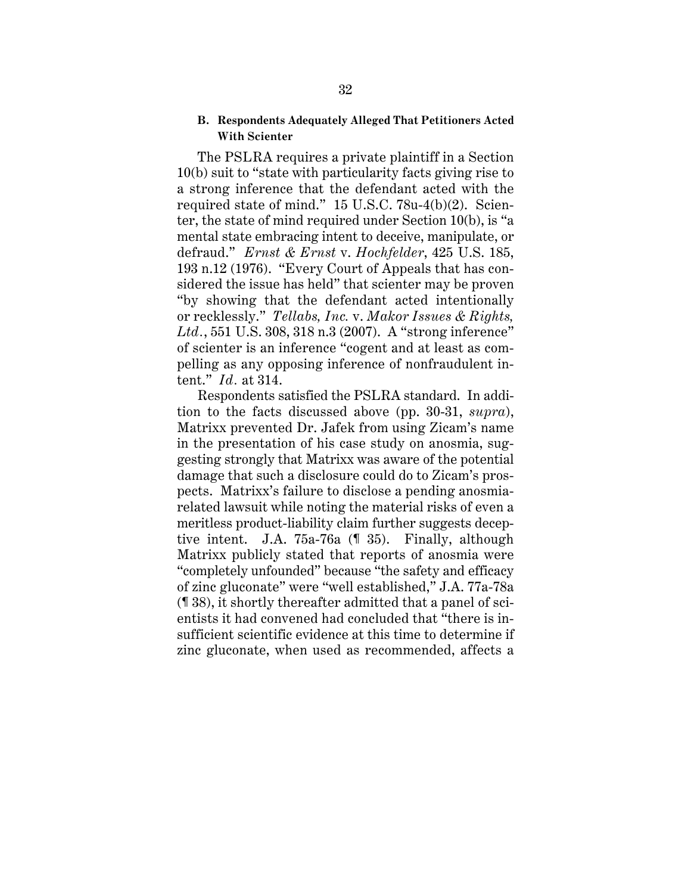### B. Respondents Adequately Alleged That Petitioners Acted With Scienter

The PSLRA requires a private plaintiff in a Section 10(b) suit to "state with particularity facts giving rise to a strong inference that the defendant acted with the required state of mind." 15 U.S.C. 78u-4(b)(2). Scienter, the state of mind required under Section 10(b), is "a mental state embracing intent to deceive, manipulate, or defraud." *Ernst & Ernst* v. *Hochfelder*, 425 U.S. 185, 193 n.12 (1976). "Every Court of Appeals that has considered the issue has held" that scienter may be proven "by showing that the defendant acted intentionally or recklessly." *Tellabs, Inc.* v. *Makor Issues & Rights, Ltd.*, 551 U.S. 308, 318 n.3 (2007). A "strong inference" of scienter is an inference "cogent and at least as compelling as any opposing inference of nonfraudulent intent." *Id.* at 314.

Respondents satisfied the PSLRA standard. In addition to the facts discussed above (pp. 30-31, *supra*), Matrixx prevented Dr. Jafek from using Zicam's name in the presentation of his case study on anosmia, suggesting strongly that Matrixx was aware of the potential damage that such a disclosure could do to Zicam's prospects. Matrixx's failure to disclose a pending anosmia-related lawsuit while noting the material risks of even a meritless product-liability claim further suggests deceptive intent. J.A. 75a-76a (¶ 35). Finally, although Matrixx publicly stated that reports of anosmia were "completely unfounded" because "the safety and efficacy of zinc gluconate" were "well established," J.A. 77a-78a (¶ 38), it shortly thereafter admitted that a panel of scientists it had convened had concluded that "there is insufficient scientific evidence at this time to determine if zinc gluconate, when used as recommended, affects a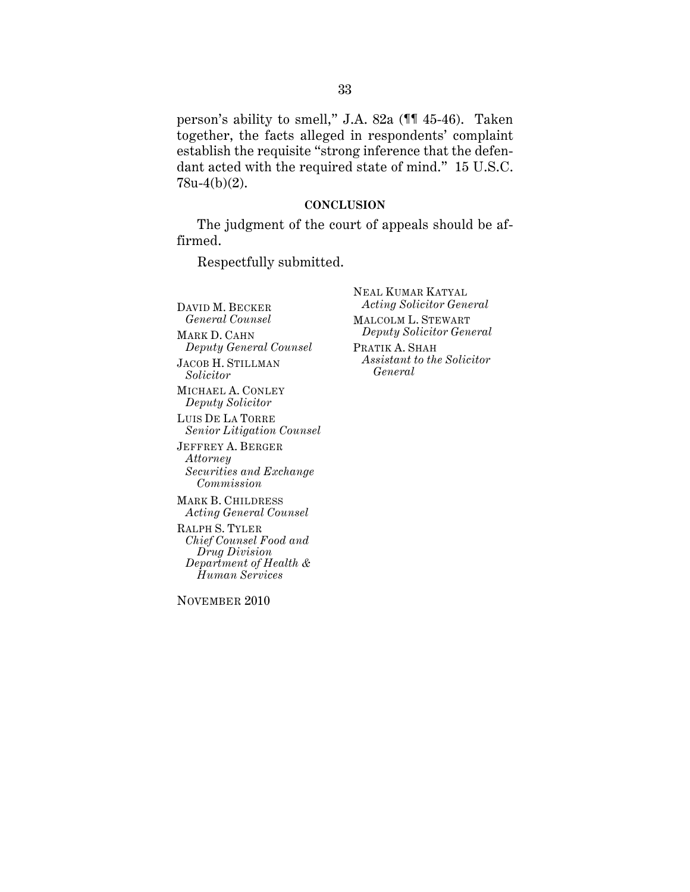person's ability to smell," J.A. 82a (¶¶ 45-46). Taken together, the facts alleged in respondents' complaint establish the requisite "strong inference that the defendant acted with the required state of mind." 15 U.S.C. 78u-4(b)(2).

## CONCLUSION

The judgment of the court of appeals should be affirmed.

Respectfully submitted.

NEAL KUMAR KATYAL
*Acting Solicitor General*

MALCOLM L. STEWART
*Deputy Solicitor General*

PRATIK A. SHAH
*Assistant to the Solicitor General*

DAVID M. BECKER
*General Counsel*

MARK D. CAHN
*Deputy General Counsel*

JACOB H. STILLMAN
*Solicitor*

MICHAEL A. CONLEY
*Deputy Solicitor*

LUIS DE LA TORRE
*Senior Litigation Counsel*

JEFFREY A. BERGER
*Attorney*
*Securities and Exchange Commission*

MARK B. CHILDRESS
*Acting General Counsel*

RALPH S. TYLER
*Chief Counsel Food and Drug Division*
*Department of Health & Human Services*

NOVEMBER 2010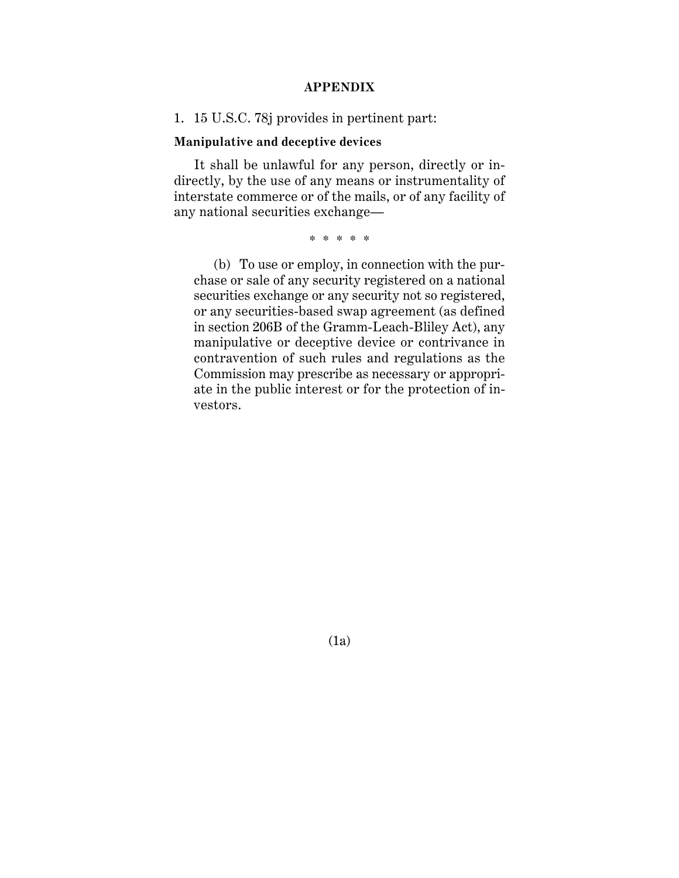## APPENDIX

1. 15 U.S.C. 78j provides in pertinent part:

**Manipulative and deceptive devices**

It shall be unlawful for any person, directly or indirectly, by the use of any means or instrumentality of interstate commerce or of the mails, or of any facility of any national securities exchange—

\* \* \* \* \*

(b) To use or employ, in connection with the purchase or sale of any security registered on a national securities exchange or any security not so registered, or any securities-based swap agreement (as defined in section 206B of the Gramm-Leach-Bliley Act), any manipulative or deceptive device or contrivance in contravention of such rules and regulations as the Commission may prescribe as necessary or appropriate in the public interest or for the protection of investors.

(1a)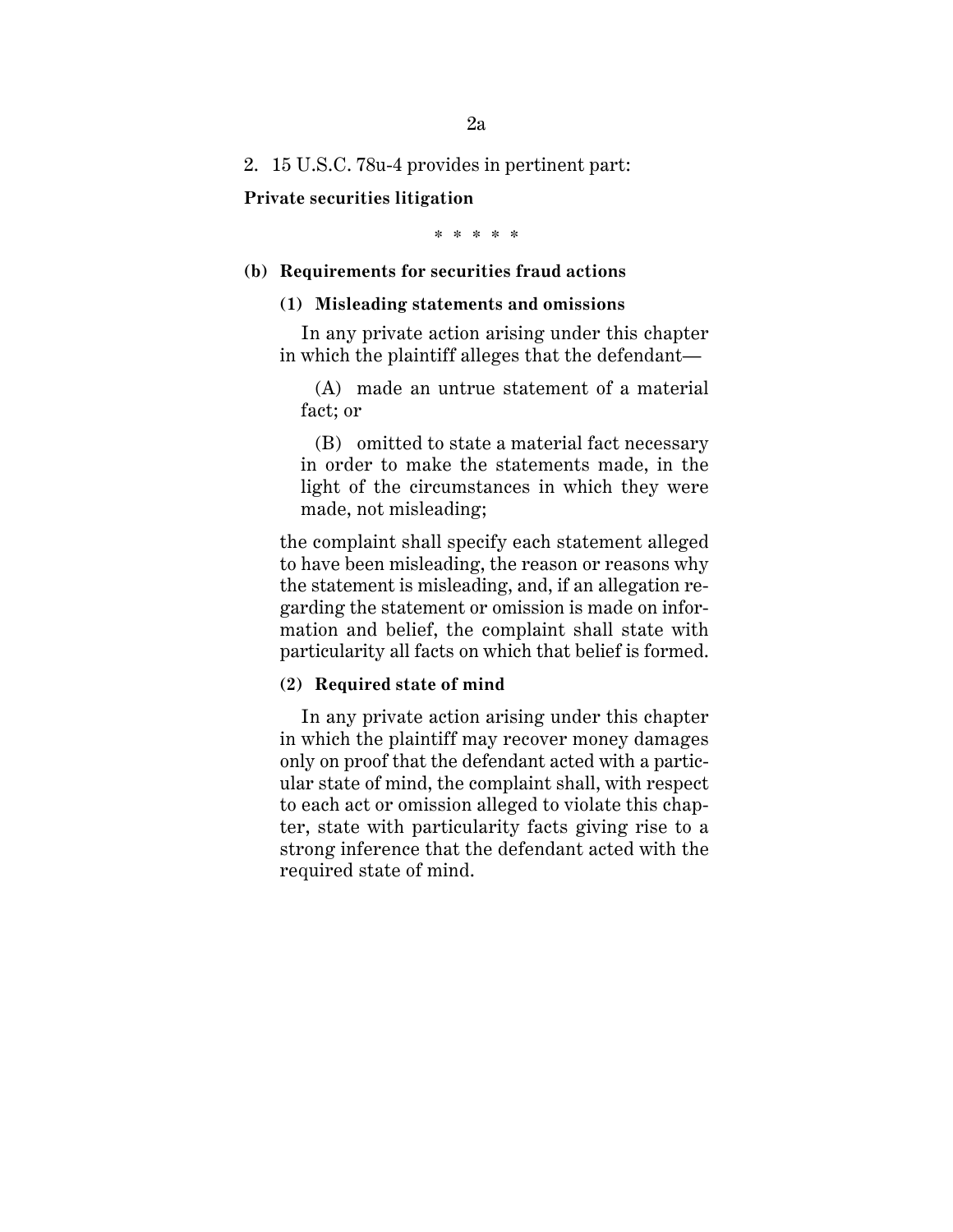2. 15 U.S.C. 78u-4 provides in pertinent part:

**Private securities litigation**

\* \* \* \* \*

**(b) Requirements for securities fraud actions**

**(1) Misleading statements and omissions**

In any private action arising under this chapter in which the plaintiff alleges that the defendant—

(A) made an untrue statement of a material fact; or

(B) omitted to state a material fact necessary in order to make the statements made, in the light of the circumstances in which they were made, not misleading;

the complaint shall specify each statement alleged to have been misleading, the reason or reasons why the statement is misleading, and, if an allegation regarding the statement or omission is made on information and belief, the complaint shall state with particularity all facts on which that belief is formed.

**(2) Required state of mind**

In any private action arising under this chapter in which the plaintiff may recover money damages only on proof that the defendant acted with a particular state of mind, the complaint shall, with respect to each act or omission alleged to violate this chapter, state with particularity facts giving rise to a strong inference that the defendant acted with the required state of mind.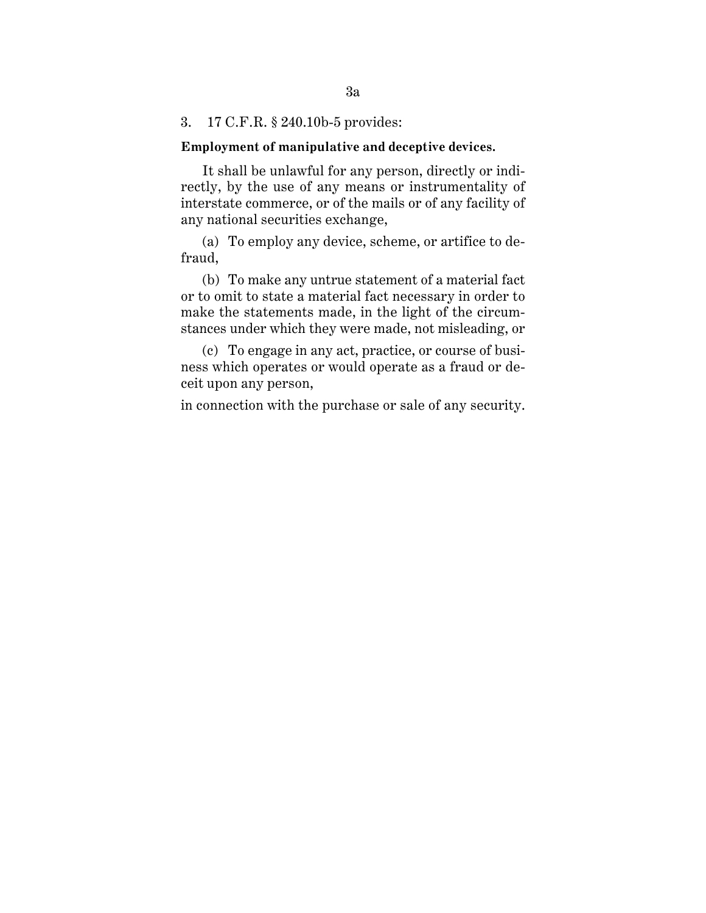3. 17 C.F.R. § 240.10b-5 provides:

**Employment of manipulative and deceptive devices.**

It shall be unlawful for any person, directly or indirectly, by the use of any means or instrumentality of interstate commerce, or of the mails or of any facility of any national securities exchange,

(a) To employ any device, scheme, or artifice to defraud,

(b) To make any untrue statement of a material fact or to omit to state a material fact necessary in order to make the statements made, in the light of the circumstances under which they were made, not misleading, or

(c) To engage in any act, practice, or course of business which operates or would operate as a fraud or deceit upon any person,

in connection with the purchase or sale of any security.